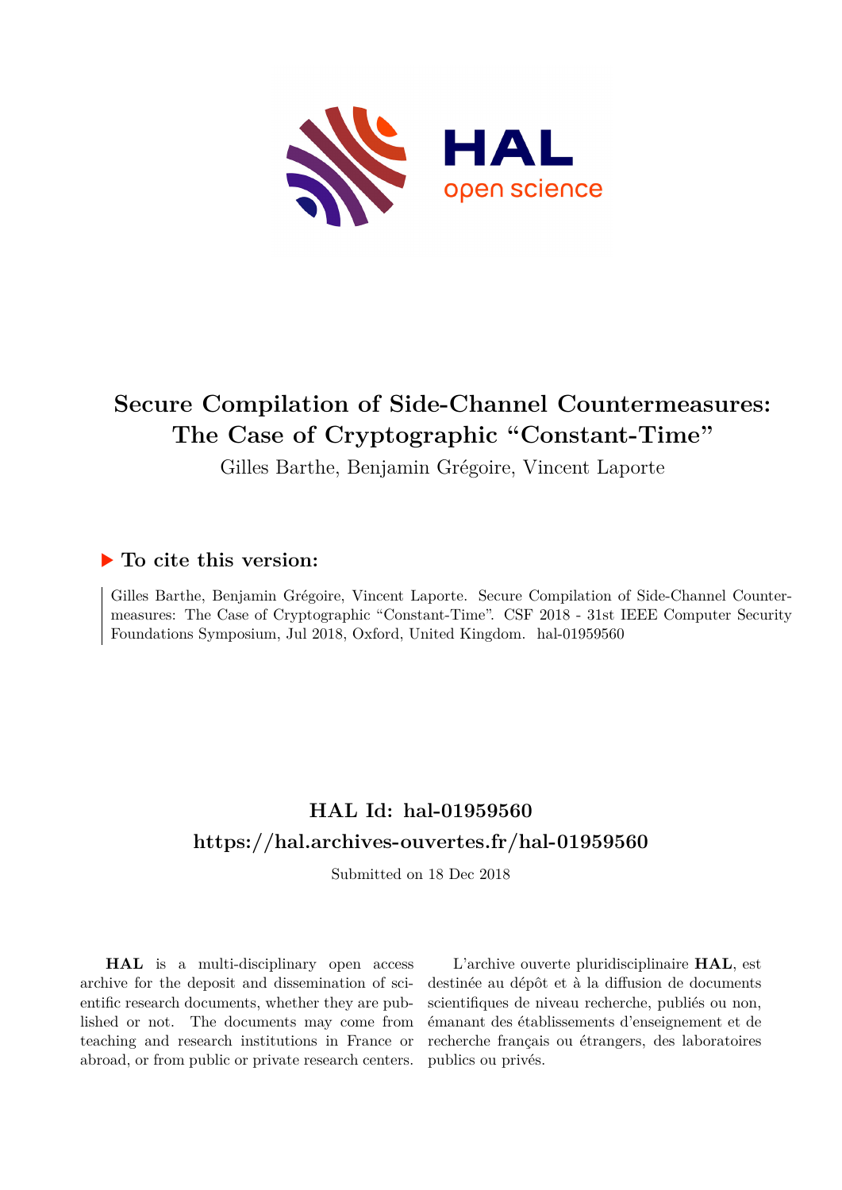# Secure Compilation of Side-Channel Countermeasures: The Case of Cryptographic "Constant-Time"

Gilles Barthe, Benjamin Grégoire, Vincent Laporte

## ▶ To cite this version:

Gilles Barthe, Benjamin Grégoire, Vincent Laporte. Secure Compilation of Side-Channel Countermeasures: The Case of Cryptographic "Constant-Time". CSF 2018 - 31st IEEE Computer Security Foundations Symposium, Jul 2018, Oxford, United Kingdom. hal-01959560

## HAL Id: hal-01959560
## https://hal.archives-ouvertes.fr/hal-01959560

Submitted on 18 Dec 2018

**HAL** is a multi-disciplinary open access archive for the deposit and dissemination of scientific research documents, whether they are published or not. The documents may come from teaching and research institutions in France or abroad, or from public or private research centers.

L'archive ouverte pluridisciplinaire **HAL**, est destinée au dépôt et à la diffusion de documents scientifiques de niveau recherche, publiés ou non, émanant des établissements d'enseignement et de recherche français ou étrangers, des laboratoires publics ou privés.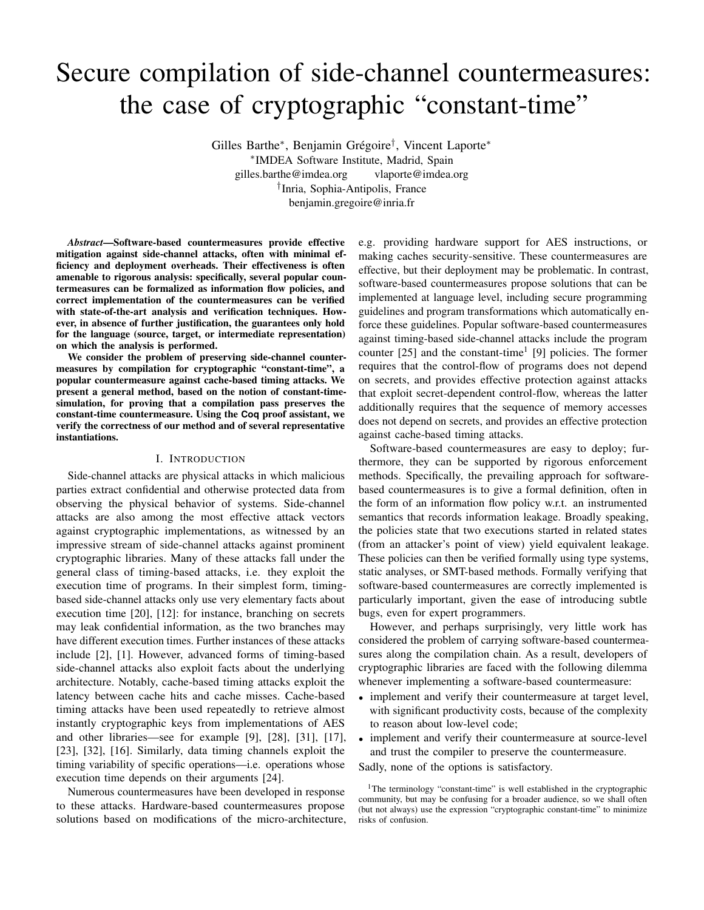# Secure compilation of side-channel countermeasures: the case of cryptographic "constant-time"

Gilles Barthe*, Benjamin Grégoire†, Vincent Laporte*

*IMDEA Software Institute, Madrid, Spain

gilles.barthe@imdea.org vlaporte@imdea.org

†Inria, Sophia-Antipolis, France

benjamin.gregoire@inria.fr

***Abstract*—Software-based countermeasures provide effective mitigation against side-channel attacks, often with minimal efficiency and deployment overheads. Their effectiveness is often amenable to rigorous analysis: specifically, several popular countermeasures can be formalized as information flow policies, and correct implementation of the countermeasures can be verified with state-of-the-art analysis and verification techniques. However, in absence of further justification, the guarantees only hold for the language (source, target, or intermediate representation) on which the analysis is performed.**

**We consider the problem of preserving side-channel countermeasures by compilation for cryptographic "constant-time", a popular countermeasure against cache-based timing attacks. We present a general method, based on the notion of constant-time-simulation, for proving that a compilation pass preserves the constant-time countermeasure. Using the Coq proof assistant, we verify the correctness of our method and of several representative instantiations.**

## I. Introduction

Side-channel attacks are physical attacks in which malicious parties extract confidential and otherwise protected data from observing the physical behavior of systems. Side-channel attacks are also among the most effective attack vectors against cryptographic implementations, as witnessed by an impressive stream of side-channel attacks against prominent cryptographic libraries. Many of these attacks fall under the general class of timing-based attacks, i.e. they exploit the execution time of programs. In their simplest form, timing-based side-channel attacks only use very elementary facts about execution time [20], [12]: for instance, branching on secrets may leak confidential information, as the two branches may have different execution times. Further instances of these attacks include [2], [1]. However, advanced forms of timing-based side-channel attacks also exploit facts about the underlying architecture. Notably, cache-based timing attacks exploit the latency between cache hits and cache misses. Cache-based timing attacks have been used repeatedly to retrieve almost instantly cryptographic keys from implementations of AES and other libraries—see for example [9], [28], [31], [17], [23], [32], [16]. Similarly, data timing channels exploit the timing variability of specific operations—i.e. operations whose execution time depends on their arguments [24].

Numerous countermeasures have been developed in response to these attacks. Hardware-based countermeasures propose solutions based on modifications of the micro-architecture, e.g. providing hardware support for AES instructions, or making caches security-sensitive. These countermeasures are effective, but their deployment may be problematic. In contrast, software-based countermeasures propose solutions that can be implemented at language level, including secure programming guidelines and program transformations which automatically enforce these guidelines. Popular software-based countermeasures against timing-based side-channel attacks include the program counter [25] and the constant-time[1] [9] policies. The former requires that the control-flow of programs does not depend on secrets, and provides effective protection against attacks that exploit secret-dependent control-flow, whereas the latter additionally requires that the sequence of memory accesses does not depend on secrets, and provides an effective protection against cache-based timing attacks.

Software-based countermeasures are easy to deploy; furthermore, they can be supported by rigorous enforcement methods. Specifically, the prevailing approach for software-based countermeasures is to give a formal definition, often in the form of an information flow policy w.r.t. an instrumented semantics that records information leakage. Broadly speaking, the policies state that two executions started in related states (from an attacker's point of view) yield equivalent leakage. These policies can then be verified formally using type systems, static analyses, or SMT-based methods. Formally verifying that software-based countermeasures are correctly implemented is particularly important, given the ease of introducing subtle bugs, even for expert programmers.

However, and perhaps surprisingly, very little work has considered the problem of carrying software-based countermeasures along the compilation chain. As a result, developers of cryptographic libraries are faced with the following dilemma whenever implementing a software-based countermeasure:

- implement and verify their countermeasure at target level, with significant productivity costs, because of the complexity to reason about low-level code;
- implement and verify their countermeasure at source-level and trust the compiler to preserve the countermeasure.

Sadly, none of the options is satisfactory.

[1] The terminology "constant-time" is well established in the cryptographic community, but may be confusing for a broader audience, so we shall often (but not always) use the expression "cryptographic constant-time" to minimize risks of confusion.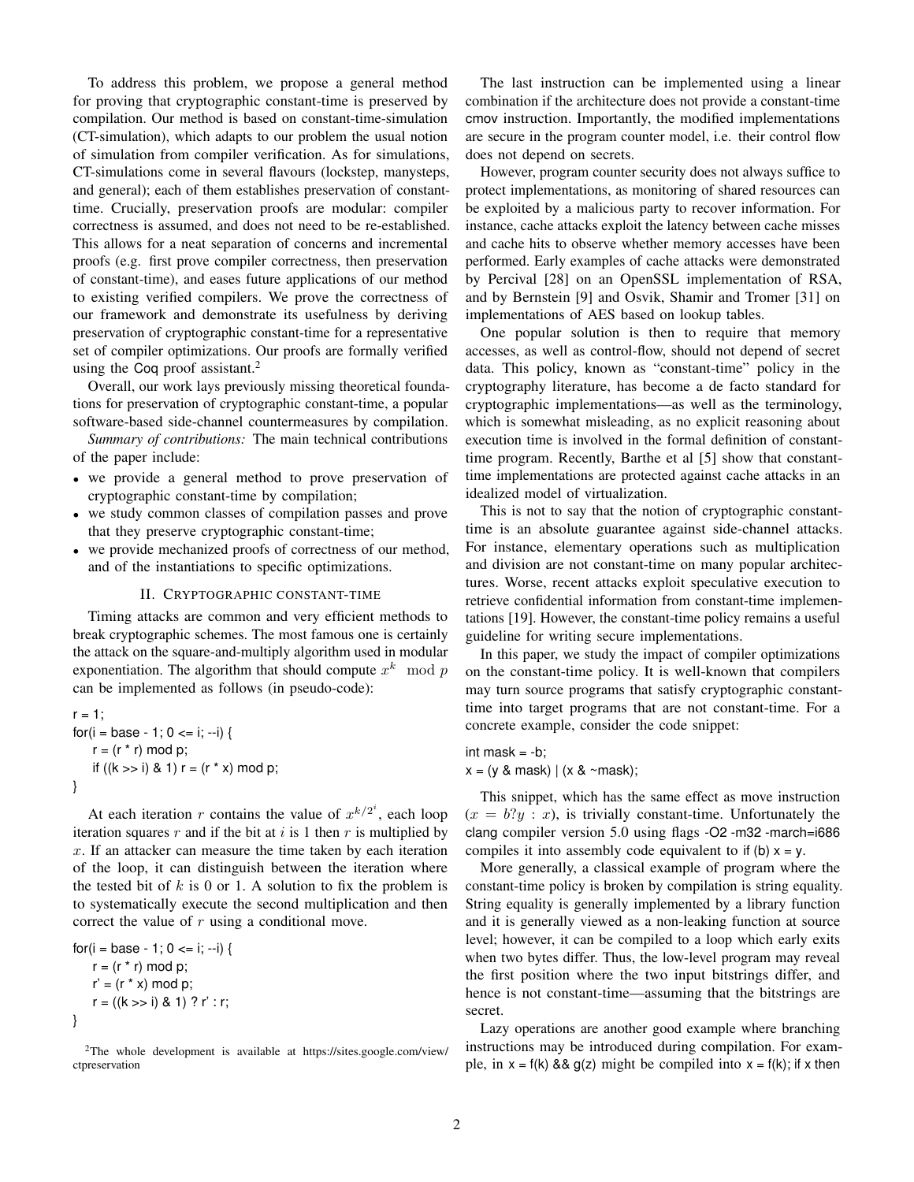To address this problem, we propose a general method for proving that cryptographic constant-time is preserved by compilation. Our method is based on constant-time-simulation (CT-simulation), which adapts to our problem the usual notion of simulation from compiler verification. As for simulations, CT-simulations come in several flavours (lockstep, manysteps, and general); each of them establishes preservation of constant-time. Crucially, preservation proofs are modular: compiler correctness is assumed, and does not need to be re-established. This allows for a neat separation of concerns and incremental proofs (e.g. first prove compiler correctness, then preservation of constant-time), and eases future applications of our method to existing verified compilers. We prove the correctness of our framework and demonstrate its usefulness by deriving preservation of cryptographic constant-time for a representative set of compiler optimizations. Our proofs are formally verified using the Coq proof assistant.[2]

Overall, our work lays previously missing theoretical foundations for preservation of cryptographic constant-time, a popular software-based side-channel countermeasures by compilation.

*Summary of contributions:* The main technical contributions of the paper include:

- we provide a general method to prove preservation of cryptographic constant-time by compilation;
- we study common classes of compilation passes and prove that they preserve cryptographic constant-time;
- we provide mechanized proofs of correctness of our method, and of the instantiations to specific optimizations.

## II. Cryptographic constant-time

Timing attacks are common and very efficient methods to break cryptographic schemes. The most famous one is certainly the attack on the square-and-multiply algorithm used in modular exponentiation. The algorithm that should compute $x^k \mod p$ can be implemented as follows (in pseudo-code):

```
r = 1;
for(i = base - 1; 0 <= i; --i) {
    r = (r * r) mod p;
    if ((k >> i) & 1) r = (r * x) mod p;
}
```

At each iteration $r$ contains the value of $x^{k/2^i}$, each loop iteration squares $r$ and if the bit at $i$ is 1 then $r$ is multiplied by $x$. If an attacker can measure the time taken by each iteration of the loop, it can distinguish between the iteration where the tested bit of $k$ is 0 or 1. A solution to fix the problem is to systematically execute the second multiplication and then correct the value of $r$ using a conditional move.

```
for(i = base - 1; 0 <= i; --i) {
    r = (r * r) mod p;
    r' = (r * x) mod p;
    r = ((k >> i) & 1) ? r' : r;
}
```

[2]The whole development is available at https://sites.google.com/view/ctpreservation

The last instruction can be implemented using a linear combination if the architecture does not provide a constant-time cmov instruction. Importantly, the modified implementations are secure in the program counter model, i.e. their control flow does not depend on secrets.

However, program counter security does not always suffice to protect implementations, as monitoring of shared resources can be exploited by a malicious party to recover information. For instance, cache attacks exploit the latency between cache misses and cache hits to observe whether memory accesses have been performed. Early examples of cache attacks were demonstrated by Percival [28] on an OpenSSL implementation of RSA, and by Bernstein [9] and Osvik, Shamir and Tromer [31] on implementations of AES based on lookup tables.

One popular solution is then to require that memory accesses, as well as control-flow, should not depend of secret data. This policy, known as "constant-time" policy in the cryptography literature, has become a de facto standard for cryptographic implementations—as well as the terminology, which is somewhat misleading, as no explicit reasoning about execution time is involved in the formal definition of constant-time program. Recently, Barthe et al [5] show that constant-time implementations are protected against cache attacks in an idealized model of virtualization.

This is not to say that the notion of cryptographic constant-time is an absolute guarantee against side-channel attacks. For instance, elementary operations such as multiplication and division are not constant-time on many popular architectures. Worse, recent attacks exploit speculative execution to retrieve confidential information from constant-time implementations [19]. However, the constant-time policy remains a useful guideline for writing secure implementations.

In this paper, we study the impact of compiler optimizations on the constant-time policy. It is well-known that compilers may turn source programs that satisfy cryptographic constant-time into target programs that are not constant-time. For a concrete example, consider the code snippet:

```
int mask = -b;
x = (y & mask) | (x & ~mask);
```

This snippet, which has the same effect as move instruction ($x = b?y : x$), is trivially constant-time. Unfortunately the clang compiler version 5.0 using flags -O2 -m32 -march=i686 compiles it into assembly code equivalent to if (b) x = y.

More generally, a classical example of program where the constant-time policy is broken by compilation is string equality. String equality is generally implemented by a library function and it is generally viewed as a non-leaking function at source level; however, it can be compiled to a loop which early exits when two bytes differ. Thus, the low-level program may reveal the first position where the two input bitstrings differ, and hence is not constant-time—assuming that the bitstrings are secret.

Lazy operations are another good example where branching instructions may be introduced during compilation. For example, in x = f(k) && g(z) might be compiled into x = f(k); if x then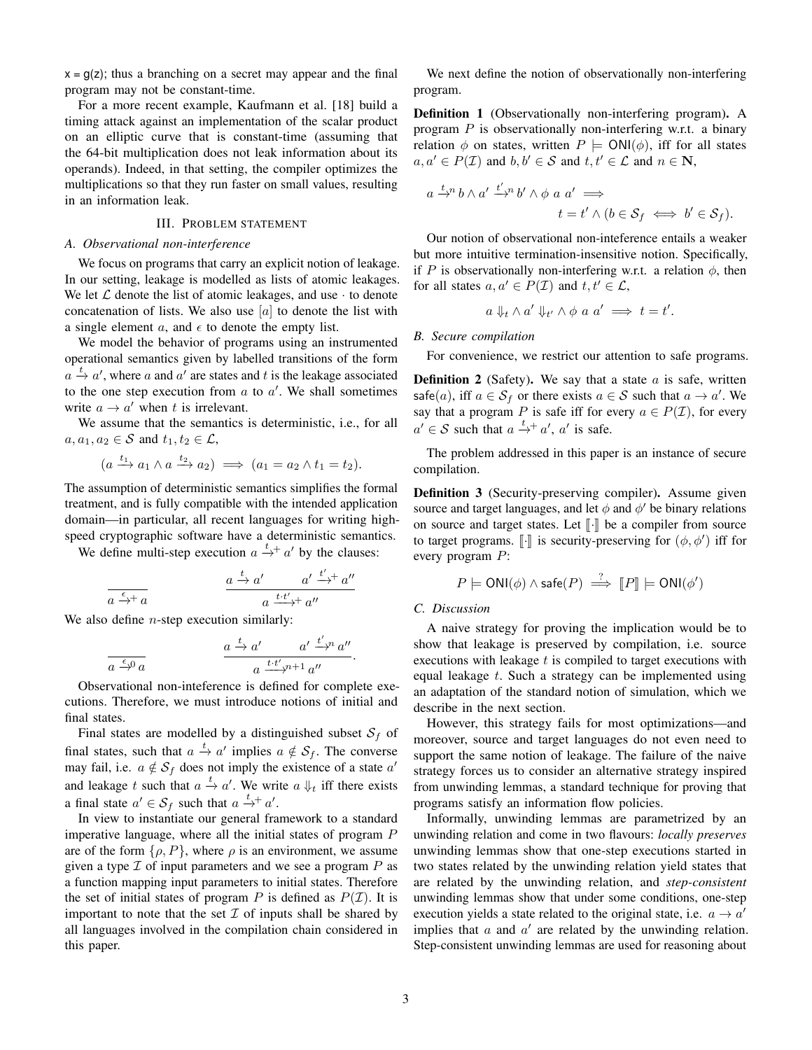x = g(z); thus a branching on a secret may appear and the final program may not be constant-time.

For a more recent example, Kaufmann et al. [18] build a timing attack against an implementation of the scalar product on an elliptic curve that is constant-time (assuming that the 64-bit multiplication does not leak information about its operands). Indeed, in that setting, the compiler optimizes the multiplications so that they run faster on small values, resulting in an information leak.

## III. Problem statement

### A. Observational non-interference

We focus on programs that carry an explicit notion of leakage. In our setting, leakage is modelled as lists of atomic leakages. We let $\mathcal{L}$ denote the list of atomic leakages, and use $\cdot$ to denote concatenation of lists. We also use $[a]$ to denote the list with a single element $a$, and $\epsilon$ to denote the empty list.

We model the behavior of programs using an instrumented operational semantics given by labelled transitions of the form $a \xrightarrow{t} a'$, where $a$ and $a'$ are states and $t$ is the leakage associated to the one step execution from $a$ to $a'$. We shall sometimes write $a \rightarrow a'$ when $t$ is irrelevant.

We assume that the semantics is deterministic, i.e., for all $a, a_1, a_2 \in \mathcal{S}$ and $t_1, t_2 \in \mathcal{L}$,

$$(a \xrightarrow{t_1} a_1 \wedge a \xrightarrow{t_2} a_2) \implies (a_1 = a_2 \wedge t_1 = t_2).$$

The assumption of deterministic semantics simplifies the formal treatment, and is fully compatible with the intended application domain—in particular, all recent languages for writing high-speed cryptographic software have a deterministic semantics.

We define multi-step execution $a \xrightarrow{t}{}^{+} a'$ by the clauses:

$$\frac{}{a \xrightarrow{\epsilon}{}^{+} a} \qquad \frac{a \xrightarrow{t} a' \qquad a' \xrightarrow{t'}{}^{+} a''}{a \xrightarrow{t \cdot t'}{}^{+} a''}$$

We also define $n$-step execution similarly:

$$\frac{}{a \xrightarrow{\epsilon}{}^{0} a} \qquad \frac{a \xrightarrow{t} a' \qquad a' \xrightarrow{t'}{}^{n} a''}{a \xrightarrow{t \cdot t'}{}^{n+1} a''}.$$

Observational non-inteference is defined for complete executions. Therefore, we must introduce notions of initial and final states.

Final states are modelled by a distinguished subset $\mathcal{S}_f$ of final states, such that $a \xrightarrow{t} a'$ implies $a \notin \mathcal{S}_f$. The converse may fail, i.e. $a \notin \mathcal{S}_f$ does not imply the existence of a state $a'$ and leakage $t$ such that $a \xrightarrow{t} a'$. We write $a \Downarrow_t$ iff there exists a final state $a' \in \mathcal{S}_f$ such that $a \xrightarrow{t}{}^{+} a'$.

In view to instantiate our general framework to a standard imperative language, where all the initial states of program $P$ are of the form $\{\rho, P\}$, where $\rho$ is an environment, we assume given a type $\mathcal{I}$ of input parameters and we see a program $P$ as a function mapping input parameters to initial states. Therefore the set of initial states of program $P$ is defined as $P(\mathcal{I})$. It is important to note that the set $\mathcal{I}$ of inputs shall be shared by all languages involved in the compilation chain considered in this paper.

We next define the notion of observationally non-interfering program.

**Definition 1** (Observationally non-interfering program)**.** A program $P$ is observationally non-interfering w.r.t. a binary relation $\phi$ on states, written $P \models \mathsf{ONI}(\phi)$, iff for all states $a, a' \in P(\mathcal{I})$ and $b, b' \in \mathcal{S}$ and $t, t' \in \mathcal{L}$ and $n \in \mathbf{N}$,

$$a \xrightarrow{t}{}^{n} b \wedge a' \xrightarrow{t'}{}^{n} b' \wedge \phi\ a\ a' \implies t = t' \wedge (b \in \mathcal{S}_f \iff b' \in \mathcal{S}_f).$$

Our notion of observational non-inteference entails a weaker but more intuitive termination-insensitive notion. Specifically, if $P$ is observationally non-interfering w.r.t. a relation $\phi$, then for all states $a, a' \in P(\mathcal{I})$ and $t, t' \in \mathcal{L}$,

$$a \Downarrow_t \wedge a' \Downarrow_{t'} \wedge \phi\ a\ a' \implies t = t'.$$

### B. Secure compilation

For convenience, we restrict our attention to safe programs.

**Definition 2** (Safety)**.** We say that a state $a$ is safe, written $\mathsf{safe}(a)$, iff $a \in \mathcal{S}_f$ or there exists $a \in \mathcal{S}$ such that $a \rightarrow a'$. We say that a program $P$ is safe iff for every $a \in P(\mathcal{I})$, for every $a' \in \mathcal{S}$ such that $a \xrightarrow{t}{}^{+} a'$, $a'$ is safe.

The problem addressed in this paper is an instance of secure compilation.

**Definition 3** (Security-preserving compiler)**.** Assume given source and target languages, and let $\phi$ and $\phi'$ be binary relations on source and target states. Let $[\![\cdot]\!]$ be a compiler from source to target programs. $[\![\cdot]\!]$ is security-preserving for $(\phi, \phi')$ iff for every program $P$:

$$P \models \mathsf{ONI}(\phi) \wedge \mathsf{safe}(P) \overset{?}{\implies} [\![P]\!] \models \mathsf{ONI}(\phi')$$

### C. Discussion

A naive strategy for proving the implication would be to show that leakage is preserved by compilation, i.e. source executions with leakage $t$ is compiled to target executions with equal leakage $t$. Such a strategy can be implemented using an adaptation of the standard notion of simulation, which we describe in the next section.

However, this strategy fails for most optimizations—and moreover, source and target languages do not even need to support the same notion of leakage. The failure of the naive strategy forces us to consider an alternative strategy inspired from unwinding lemmas, a standard technique for proving that programs satisfy an information flow policies.

Informally, unwinding lemmas are parametrized by an unwinding relation and come in two flavours: *locally preserves* unwinding lemmas show that one-step executions started in two states related by the unwinding relation yield states that are related by the unwinding relation, and *step-consistent* unwinding lemmas show that under some conditions, one-step execution yields a state related to the original state, i.e. $a \rightarrow a'$ implies that $a$ and $a'$ are related by the unwinding relation. Step-consistent unwinding lemmas are used for reasoning about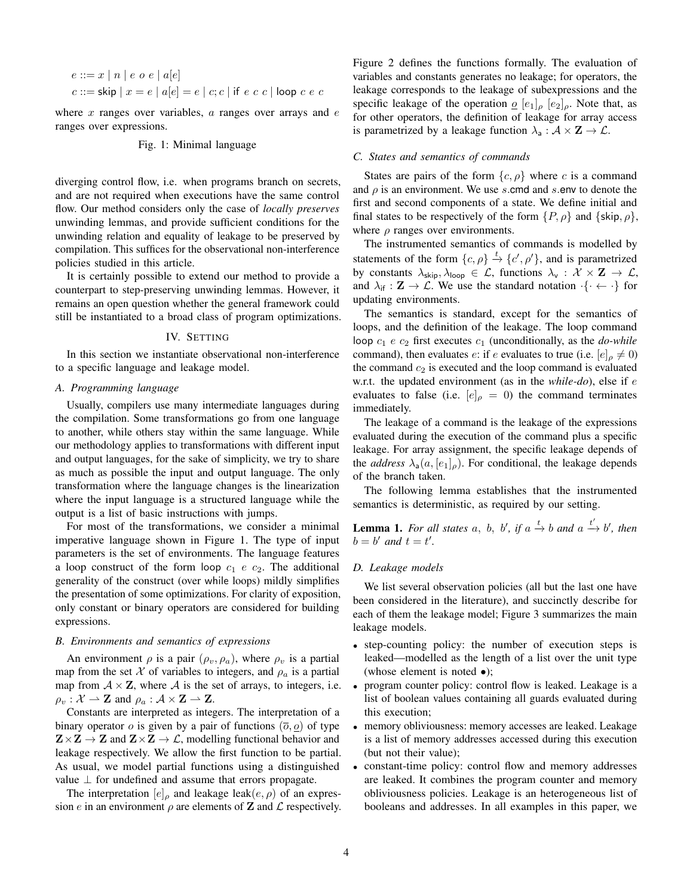$$e ::= x \mid n \mid e\ o\ e \mid a[e]$$
$$c ::= \mathsf{skip} \mid x = e \mid a[e] = e \mid c; c \mid \mathsf{if}\ e\ c\ c \mid \mathsf{loop}\ c\ e\ c$$

where $x$ ranges over variables, $a$ ranges over arrays and $e$ ranges over expressions.

Fig. 1: Minimal language

diverging control flow, i.e. when programs branch on secrets, and are not required when executions have the same control flow. Our method considers only the case of *locally preserves* unwinding lemmas, and provide sufficient conditions for the unwinding relation and equality of leakage to be preserved by compilation. This suffices for the observational non-interference policies studied in this article.

It is certainly possible to extend our method to provide a counterpart to step-preserving unwinding lemmas. However, it remains an open question whether the general framework could still be instantiated to a broad class of program optimizations.

## IV. Setting

In this section we instantiate observational non-interference to a specific language and leakage model.

### A. Programming language

Usually, compilers use many intermediate languages during the compilation. Some transformations go from one language to another, while others stay within the same language. While our methodology applies to transformations with different input and output languages, for the sake of simplicity, we try to share as much as possible the input and output language. The only transformation where the language changes is the linearization where the input language is a structured language while the output is a list of basic instructions with jumps.

For most of the transformations, we consider a minimal imperative language shown in Figure 1. The type of input parameters is the set of environments. The language features a loop construct of the form $\mathsf{loop}\ c_1\ e\ c_2$. The additional generality of the construct (over while loops) mildly simplifies the presentation of some optimizations. For clarity of exposition, only constant or binary operators are considered for building expressions.

### B. Environments and semantics of expressions

An environment $\rho$ is a pair $(\rho_v, \rho_a)$, where $\rho_v$ is a partial map from the set $\mathcal{X}$ of variables to integers, and $\rho_a$ is a partial map from $\mathcal{A} \times \mathbf{Z}$, where $\mathcal{A}$ is the set of arrays, to integers, i.e. $\rho_v : \mathcal{X} \rightharpoonup \mathbf{Z}$ and $\rho_a : \mathcal{A} \times \mathbf{Z} \rightharpoonup \mathbf{Z}$.

Constants are interpreted as integers. The interpretation of a binary operator $o$ is given by a pair of functions $(\overline{o}, \underline{o})$ of type $\mathbf{Z} \times \mathbf{Z} \to \mathbf{Z}$ and $\mathbf{Z} \times \mathbf{Z} \to \mathcal{L}$, modelling functional behavior and leakage respectively. We allow the first function to be partial. As usual, we model partial functions using a distinguished value $\perp$ for undefined and assume that errors propagate.

The interpretation $[e]_\rho$ and leakage $\mathrm{leak}(e, \rho)$ of an expression $e$ in an environment $\rho$ are elements of $\mathbf{Z}$ and $\mathcal{L}$ respectively. Figure 2 defines the functions formally. The evaluation of variables and constants generates no leakage; for operators, the leakage corresponds to the leakage of subexpressions and the specific leakage of the operation $\underline{o}\ [e_1]_\rho\ [e_2]_\rho$. Note that, as for other operators, the definition of leakage for array access is parametrized by a leakage function $\lambda_{\mathsf{a}} : \mathcal{A} \times \mathbf{Z} \to \mathcal{L}$.

### C. States and semantics of commands

States are pairs of the form $\{c, \rho\}$ where $c$ is a command and $\rho$ is an environment. We use $s.\mathsf{cmd}$ and $s.\mathsf{env}$ to denote the first and second components of a state. We define initial and final states to be respectively of the form $\{P, \rho\}$ and $\{\mathsf{skip}, \rho\}$, where $\rho$ ranges over environments.

The instrumented semantics of commands is modelled by statements of the form $\{c, \rho\} \xrightarrow{t} \{c', \rho'\}$, and is parametrized by constants $\lambda_{\mathsf{skip}}, \lambda_{\mathsf{loop}} \in \mathcal{L}$, functions $\lambda_{\mathsf{v}} : \mathcal{X} \times \mathbf{Z} \to \mathcal{L}$, and $\lambda_{\mathsf{if}} : \mathbf{Z} \to \mathcal{L}$. We use the standard notation $\cdot\{\cdot \leftarrow \cdot\}$ for updating environments.

The semantics is standard, except for the semantics of loops, and the definition of the leakage. The loop command $\mathsf{loop}\ c_1\ e\ c_2$ first executes $c_1$ (unconditionally, as the *do-while* command), then evaluates $e$: if $e$ evaluates to true (i.e. $[e]_\rho \neq 0$) the command $c_2$ is executed and the loop command is evaluated w.r.t. the updated environment (as in the *while-do*), else if $e$ evaluates to false (i.e. $[e]_\rho = 0$) the command terminates immediately.

The leakage of a command is the leakage of the expressions evaluated during the execution of the command plus a specific leakage. For array assignment, the specific leakage depends of the *address* $\lambda_{\mathsf{a}}(a, [e_1]_\rho)$. For conditional, the leakage depends of the branch taken.

The following lemma establishes that the instrumented semantics is deterministic, as required by our setting.

**Lemma 1.** *For all states $a$, $b$, $b'$, if $a \xrightarrow{t} b$ and $a \xrightarrow{t'} b'$, then $b = b'$ and $t = t'$.*

### D. Leakage models

We list several observation policies (all but the last one have been considered in the literature), and succinctly describe for each of them the leakage model; Figure 3 summarizes the main leakage models.

- step-counting policy: the number of execution steps is leaked—modelled as the length of a list over the unit type (whose element is noted $\bullet$);
- program counter policy: control flow is leaked. Leakage is a list of boolean values containing all guards evaluated during this execution;
- memory obliviousness: memory accesses are leaked. Leakage is a list of memory addresses accessed during this execution (but not their value);
- constant-time policy: control flow and memory addresses are leaked. It combines the program counter and memory obliviousness policies. Leakage is an heterogeneous list of booleans and addresses. In all examples in this paper, we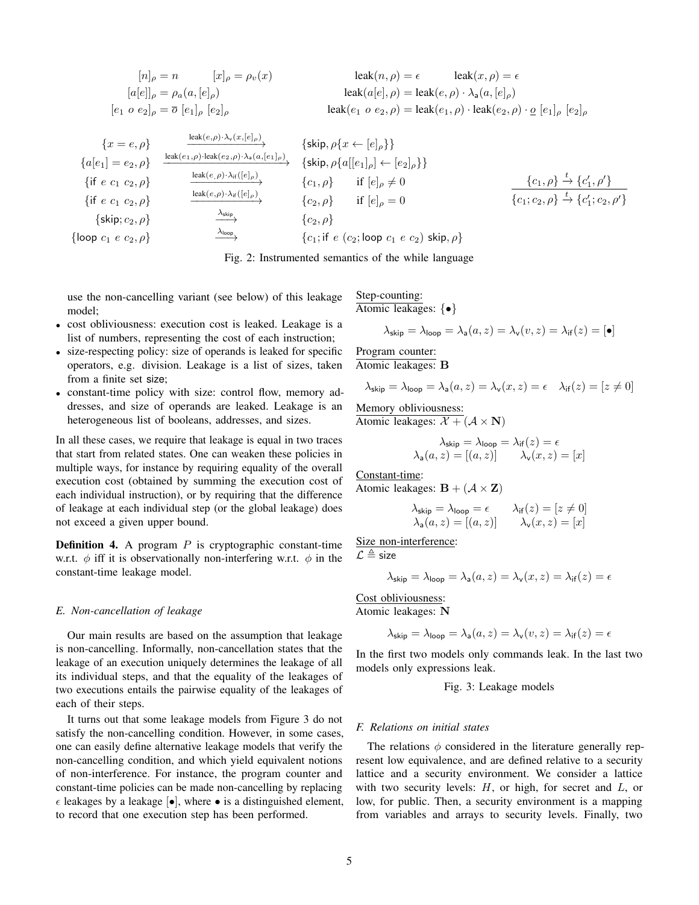$$[n]_\rho = n \qquad [x]_\rho = \rho_v(x) \qquad\qquad \text{leak}(n, \rho) = \epsilon \qquad \text{leak}(x, \rho) = \epsilon$$

$$[a[e]]_\rho = \rho_a(a, [e]_\rho) \qquad\qquad \text{leak}(a[e], \rho) = \text{leak}(e, \rho) \cdot \lambda_\mathsf{a}(a, [e]_\rho)$$

$$[e_1 \; o \; e_2]_\rho = \overline{o} \; [e_1]_\rho \; [e_2]_\rho \qquad\qquad \text{leak}(e_1 \; o \; e_2, \rho) = \text{leak}(e_1, \rho) \cdot \text{leak}(e_2, \rho) \cdot \underline{o} \; [e_1]_\rho \; [e_2]_\rho$$

$$\{x = e, \rho\} \xrightarrow{\text{leak}(e,\rho)\cdot\lambda_\mathsf{v}(x,[e]_\rho)} \{\mathsf{skip}, \rho\{x \leftarrow [e]_\rho\}\}$$

$$\{a[e_1] = e_2, \rho\} \xrightarrow{\text{leak}(e_1,\rho)\cdot\text{leak}(e_2,\rho)\cdot\lambda_\mathsf{a}(a,[e_1]_\rho)} \{\mathsf{skip}, \rho\{a[[e_1]_\rho] \leftarrow [e_2]_\rho\}\}$$

$$\{\mathsf{if} \; e \; c_1 \; c_2, \rho\} \xrightarrow{\text{leak}(e,\rho)\cdot\lambda_\mathsf{if}([e]_\rho)} \{c_1, \rho\} \quad \text{if } [e]_\rho \neq 0$$

$$\{\mathsf{if} \; e \; c_1 \; c_2, \rho\} \xrightarrow{\text{leak}(e,\rho)\cdot\lambda_\mathsf{if}([e]_\rho)} \{c_2, \rho\} \quad \text{if } [e]_\rho = 0$$

$$\{\mathsf{skip}; c_2, \rho\} \xrightarrow{\lambda_\mathsf{skip}} \{c_2, \rho\}$$

$$\{\mathsf{loop} \; c_1 \; e \; c_2, \rho\} \xrightarrow{\lambda_\mathsf{loop}} \{c_1; \mathsf{if} \; e \; (c_2; \mathsf{loop} \; c_1 \; e \; c_2) \; \mathsf{skip}, \rho\}$$

$$\frac{\{c_1, \rho\} \xrightarrow{t} \{c_1', \rho'\}}{\{c_1; c_2, \rho\} \xrightarrow{t} \{c_1'; c_2, \rho'\}}$$

Fig. 2: Instrumented semantics of the while language

use the non-cancelling variant (see below) of this leakage model;

- cost obliviousness: execution cost is leaked. Leakage is a list of numbers, representing the cost of each instruction;
- size-respecting policy: size of operands is leaked for specific operators, e.g. division. Leakage is a list of sizes, taken from a finite set size;
- constant-time policy with size: control flow, memory addresses, and size of operands are leaked. Leakage is an heterogeneous list of booleans, addresses, and sizes.

In all these cases, we require that leakage is equal in two traces that start from related states. One can weaken these policies in multiple ways, for instance by requiring equality of the overall execution cost (obtained by summing the execution cost of each individual instruction), or by requiring that the difference of leakage at each individual step (or the global leakage) does not exceed a given upper bound.

**Definition 4.** A program $P$ is cryptographic constant-time w.r.t. $\phi$ iff it is observationally non-interfering w.r.t. $\phi$ in the constant-time leakage model.

### *E. Non-cancellation of leakage*

Our main results are based on the assumption that leakage is non-cancelling. Informally, non-cancellation states that the leakage of an execution uniquely determines the leakage of all its individual steps, and that the equality of the leakages of two executions entails the pairwise equality of the leakages of each of their steps.

It turns out that some leakage models from Figure 3 do not satisfy the non-cancelling condition. However, in some cases, one can easily define alternative leakage models that verify the non-cancelling condition, and which yield equivalent notions of non-interference. For instance, the program counter and constant-time policies can be made non-cancelling by replacing $\epsilon$ leakages by a leakage $[\bullet]$, where $\bullet$ is a distinguished element, to record that one execution step has been performed.

Step-counting:
Atomic leakages: $\{\bullet\}$

$$\lambda_\mathsf{skip} = \lambda_\mathsf{loop} = \lambda_\mathsf{a}(a, z) = \lambda_\mathsf{v}(v, z) = \lambda_\mathsf{if}(z) = [\bullet]$$

Program counter:
Atomic leakages: $\mathbf{B}$

$$\lambda_\mathsf{skip} = \lambda_\mathsf{loop} = \lambda_\mathsf{a}(a, z) = \lambda_\mathsf{v}(x, z) = \epsilon \quad \lambda_\mathsf{if}(z) = [z \neq 0]$$

Memory obliviousness:
Atomic leakages: $\mathcal{X} + (\mathcal{A} \times \mathbf{N})$

$$\lambda_\mathsf{skip} = \lambda_\mathsf{loop} = \lambda_\mathsf{if}(z) = \epsilon$$
$$\lambda_\mathsf{a}(a, z) = [(a, z)] \qquad \lambda_\mathsf{v}(x, z) = [x]$$

Constant-time:
Atomic leakages: $\mathbf{B} + (\mathcal{A} \times \mathbf{Z})$

$$\lambda_\mathsf{skip} = \lambda_\mathsf{loop} = \epsilon \qquad \lambda_\mathsf{if}(z) = [z \neq 0]$$
$$\lambda_\mathsf{a}(a, z) = [(a, z)] \qquad \lambda_\mathsf{v}(x, z) = [x]$$

Size non-interference:
$\mathcal{L} \triangleq \mathsf{size}$

$$\lambda_\mathsf{skip} = \lambda_\mathsf{loop} = \lambda_\mathsf{a}(a, z) = \lambda_\mathsf{v}(x, z) = \lambda_\mathsf{if}(z) = \epsilon$$

Cost obliviousness:
Atomic leakages: $\mathbf{N}$

$$\lambda_\mathsf{skip} = \lambda_\mathsf{loop} = \lambda_\mathsf{a}(a, z) = \lambda_\mathsf{v}(v, z) = \lambda_\mathsf{if}(z) = \epsilon$$

In the first two models only commands leak. In the last two models only expressions leak.

Fig. 3: Leakage models

### *F. Relations on initial states*

The relations $\phi$ considered in the literature generally represent low equivalence, and are defined relative to a security lattice and a security environment. We consider a lattice with two security levels: $H$, or high, for secret and $L$, or low, for public. Then, a security environment is a mapping from variables and arrays to security levels. Finally, two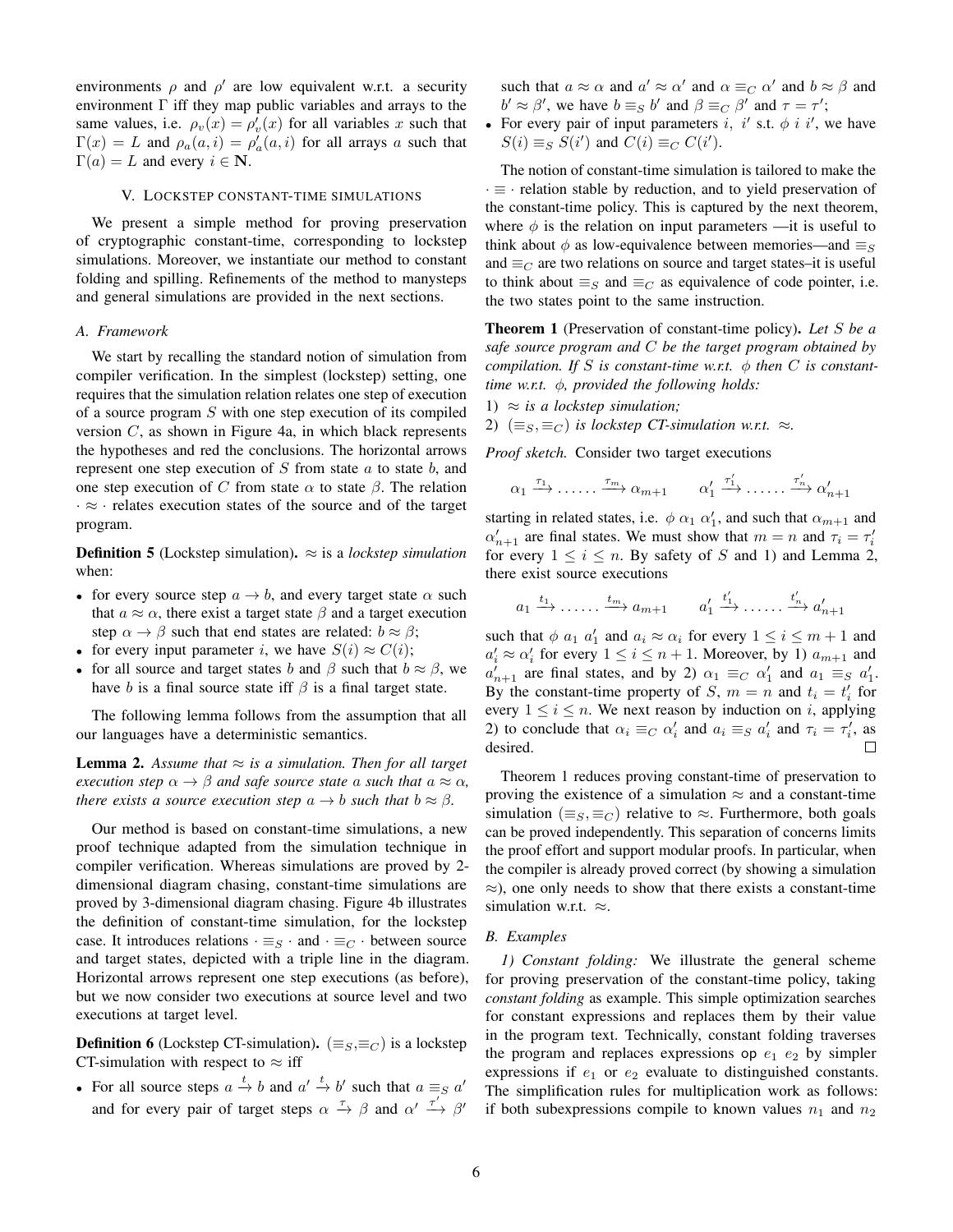environments $\rho$ and $\rho'$ are low equivalent w.r.t. a security environment $\Gamma$ iff they map public variables and arrays to the same values, i.e. $\rho_v(x) = \rho'_v(x)$ for all variables $x$ such that $\Gamma(x) = L$ and $\rho_a(a,i) = \rho'_a(a,i)$ for all arrays $a$ such that $\Gamma(a) = L$ and every $i \in \mathbf{N}$.

## V. Lockstep constant-time simulations

We present a simple method for proving preservation of cryptographic constant-time, corresponding to lockstep simulations. Moreover, we instantiate our method to constant folding and spilling. Refinements of the method to manysteps and general simulations are provided in the next sections.

### A. Framework

We start by recalling the standard notion of simulation from compiler verification. In the simplest (lockstep) setting, one requires that the simulation relation relates one step of execution of a source program $S$ with one step execution of its compiled version $C$, as shown in Figure 4a, in which black represents the hypotheses and red the conclusions. The horizontal arrows represent one step execution of $S$ from state $a$ to state $b$, and one step execution of $C$ from state $\alpha$ to state $\beta$. The relation $\cdot \approx \cdot$ relates execution states of the source and of the target program.

**Definition 5** (Lockstep simulation). $\approx$ is a *lockstep simulation* when:

- for every source step $a \to b$, and every target state $\alpha$ such that $a \approx \alpha$, there exist a target state $\beta$ and a target execution step $\alpha \to \beta$ such that end states are related: $b \approx \beta$;
- for every input parameter $i$, we have $S(i) \approx C(i)$;
- for all source and target states $b$ and $\beta$ such that $b \approx \beta$, we have $b$ is a final source state iff $\beta$ is a final target state.

The following lemma follows from the assumption that all our languages have a deterministic semantics.

**Lemma 2.** *Assume that $\approx$ is a simulation. Then for all target execution step $\alpha \to \beta$ and safe source state $a$ such that $a \approx \alpha$, there exists a source execution step $a \to b$ such that $b \approx \beta$.*

Our method is based on constant-time simulations, a new proof technique adapted from the simulation technique in compiler verification. Whereas simulations are proved by 2-dimensional diagram chasing, constant-time simulations are proved by 3-dimensional diagram chasing. Figure 4b illustrates the definition of constant-time simulation, for the lockstep case. It introduces relations $\cdot \equiv_S \cdot$ and $\cdot \equiv_C \cdot$ between source and target states, depicted with a triple line in the diagram. Horizontal arrows represent one step executions (as before), but we now consider two executions at source level and two executions at target level.

**Definition 6** (Lockstep CT-simulation). $(\equiv_S, \equiv_C)$ is a lockstep CT-simulation with respect to $\approx$ iff

- For all source steps $a \xrightarrow{t} b$ and $a' \xrightarrow{t} b'$ such that $a \equiv_S a'$ and for every pair of target steps $\alpha \xrightarrow{\tau} \beta$ and $\alpha' \xrightarrow{\tau'} \beta'$ such that $a \approx \alpha$ and $a' \approx \alpha'$ and $\alpha \equiv_C \alpha'$ and $b \approx \beta$ and $b' \approx \beta'$, we have $b \equiv_S b'$ and $\beta \equiv_C \beta'$ and $\tau = \tau'$;
- For every pair of input parameters $i$, $i'$ s.t. $\phi\ i\ i'$, we have $S(i) \equiv_S S(i')$ and $C(i) \equiv_C C(i')$.

The notion of constant-time simulation is tailored to make the $\cdot \equiv \cdot$ relation stable by reduction, and to yield preservation of the constant-time policy. This is captured by the next theorem, where $\phi$ is the relation on input parameters —it is useful to think about $\phi$ as low-equivalence between memories—and $\equiv_S$ and $\equiv_C$ are two relations on source and target states–it is useful to think about $\equiv_S$ and $\equiv_C$ as equivalence of code pointer, i.e. the two states point to the same instruction.

**Theorem 1** (Preservation of constant-time policy). *Let $S$ be a safe source program and $C$ be the target program obtained by compilation. If $S$ is constant-time w.r.t. $\phi$ then $C$ is constant-time w.r.t. $\phi$, provided the following holds:*

1) *$\approx$ is a lockstep simulation;*
2) *$(\equiv_S, \equiv_C)$ is lockstep CT-simulation w.r.t. $\approx$.*

*Proof sketch.* Consider two target executions

$$\alpha_1 \xrightarrow{\tau_1} \ldots\ldots \xrightarrow{\tau_m} \alpha_{m+1} \qquad \alpha'_1 \xrightarrow{\tau'_1} \ldots\ldots \xrightarrow{\tau'_n} \alpha'_{n+1}$$

starting in related states, i.e. $\phi\ \alpha_1\ \alpha'_1$, and such that $\alpha_{m+1}$ and $\alpha'_{n+1}$ are final states. We must show that $m = n$ and $\tau_i = \tau'_i$ for every $1 \le i \le n$. By safety of $S$ and 1) and Lemma 2, there exist source executions

$$a_1 \xrightarrow{t_1} \ldots\ldots \xrightarrow{t_m} a_{m+1} \qquad a'_1 \xrightarrow{t'_1} \ldots\ldots \xrightarrow{t'_n} a'_{n+1}$$

such that $\phi\ a_1\ a'_1$ and $a_i \approx \alpha_i$ for every $1 \le i \le m+1$ and $a'_i \approx \alpha'_i$ for every $1 \le i \le n+1$. Moreover, by 1) $a_{m+1}$ and $a'_{n+1}$ are final states, and by 2) $\alpha_1 \equiv_C \alpha'_1$ and $a_1 \equiv_S a'_1$. By the constant-time property of $S$, $m = n$ and $t_i = t'_i$ for every $1 \le i \le n$. We next reason by induction on $i$, applying 2) to conclude that $\alpha_i \equiv_C \alpha'_i$ and $a_i \equiv_S a'_i$ and $\tau_i = \tau'_i$, as desired. $\square$

Theorem 1 reduces proving constant-time of preservation to proving the existence of a simulation $\approx$ and a constant-time simulation $(\equiv_S, \equiv_C)$ relative to $\approx$. Furthermore, both goals can be proved independently. This separation of concerns limits the proof effort and support modular proofs. In particular, when the compiler is already proved correct (by showing a simulation $\approx$), one only needs to show that there exists a constant-time simulation w.r.t. $\approx$.

### B. Examples

*1) Constant folding:* We illustrate the general scheme for proving preservation of the constant-time policy, taking *constant folding* as example. This simple optimization searches for constant expressions and replaces them by their value in the program text. Technically, constant folding traverses the program and replaces expressions op $e_1$ $e_2$ by simpler expressions if $e_1$ or $e_2$ evaluate to distinguished constants. The simplification rules for multiplication work as follows: if both subexpressions compile to known values $n_1$ and $n_2$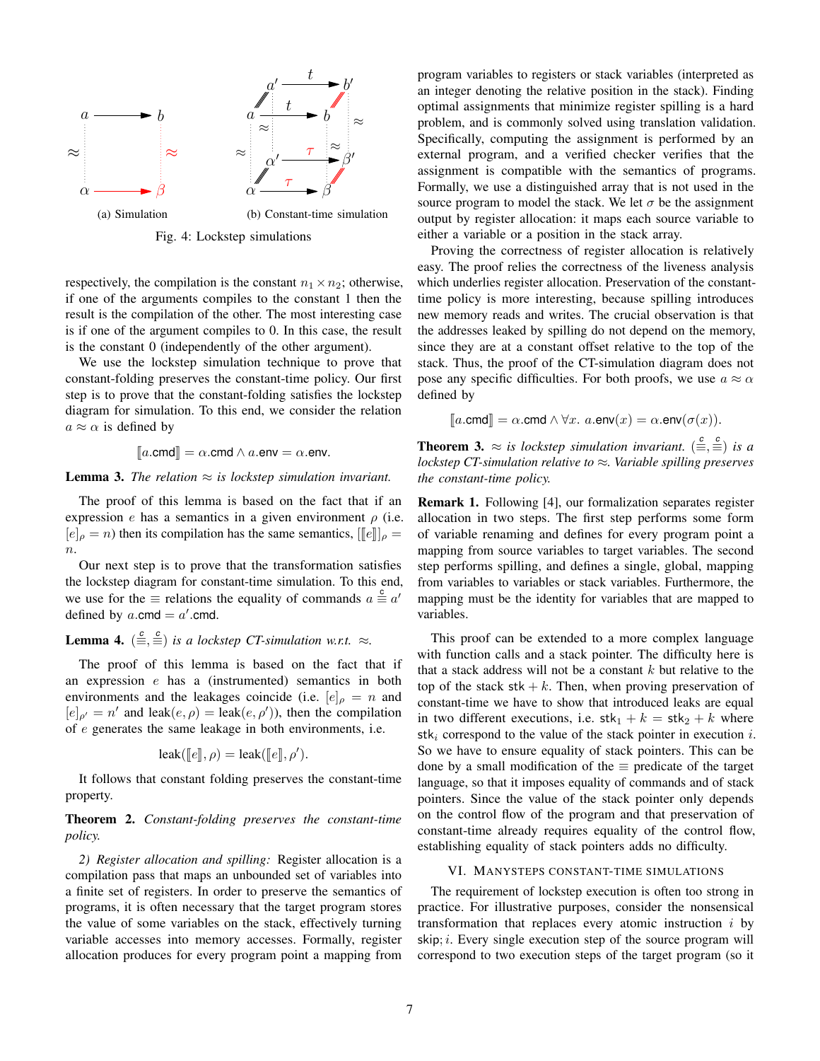(a) Simulation (b) Constant-time simulation

Fig. 4: Lockstep simulations

respectively, the compilation is the constant $n_1 \times n_2$; otherwise, if one of the arguments compiles to the constant 1 then the result is the compilation of the other. The most interesting case is if one of the argument compiles to 0. In this case, the result is the constant 0 (independently of the other argument).

We use the lockstep simulation technique to prove that constant-folding preserves the constant-time policy. Our first step is to prove that the constant-folding satisfies the lockstep diagram for simulation. To this end, we consider the relation $a \approx \alpha$ is defined by

$$[\![a.\mathsf{cmd}]\!] = \alpha.\mathsf{cmd} \wedge a.\mathsf{env} = \alpha.\mathsf{env}.$$

**Lemma 3.** *The relation $\approx$ is lockstep simulation invariant.*

The proof of this lemma is based on the fact that if an expression $e$ has a semantics in a given environment $\rho$ (i.e. $[e]_\rho = n$) then its compilation has the same semantics, $[[\![e]\!]]_\rho = n$.

Our next step is to prove that the transformation satisfies the lockstep diagram for constant-time simulation. To this end, we use for the $\equiv$ relations the equality of commands $a \stackrel{c}{\equiv} a'$ defined by $a.\mathsf{cmd} = a'.\mathsf{cmd}$.

**Lemma 4.** *$(\stackrel{c}{\equiv}, \stackrel{c}{\equiv})$ is a lockstep CT-simulation w.r.t. $\approx$.*

The proof of this lemma is based on the fact that if an expression $e$ has a (instrumented) semantics in both environments and the leakages coincide (i.e. $[e]_\rho = n$ and $[e]_{\rho'} = n'$ and $\mathrm{leak}(e, \rho) = \mathrm{leak}(e, \rho')$), then the compilation of $e$ generates the same leakage in both environments, i.e.

$$\mathrm{leak}([\![e]\!], \rho) = \mathrm{leak}([\![e]\!], \rho').$$

It follows that constant folding preserves the constant-time property.

**Theorem 2.** *Constant-folding preserves the constant-time policy.*

*2) Register allocation and spilling:* Register allocation is a compilation pass that maps an unbounded set of variables into a finite set of registers. In order to preserve the semantics of programs, it is often necessary that the target program stores the value of some variables on the stack, effectively turning variable accesses into memory accesses. Formally, register allocation produces for every program point a mapping from program variables to registers or stack variables (interpreted as an integer denoting the relative position in the stack). Finding optimal assignments that minimize register spilling is a hard problem, and is commonly solved using translation validation. Specifically, computing the assignment is performed by an external program, and a verified checker verifies that the assignment is compatible with the semantics of programs. Formally, we use a distinguished array that is not used in the source program to model the stack. We let $\sigma$ be the assignment output by register allocation: it maps each source variable to either a variable or a position in the stack array.

Proving the correctness of register allocation is relatively easy. The proof relies the correctness of the liveness analysis which underlies register allocation. Preservation of the constant-time policy is more interesting, because spilling introduces new memory reads and writes. The crucial observation is that the addresses leaked by spilling do not depend on the memory, since they are at a constant offset relative to the top of the stack. Thus, the proof of the CT-simulation diagram does not pose any specific difficulties. For both proofs, we use $a \approx \alpha$ defined by

$$[\![a.\mathsf{cmd}]\!] = \alpha.\mathsf{cmd} \wedge \forall x.\ a.\mathsf{env}(x) = \alpha.\mathsf{env}(\sigma(x)).$$

**Theorem 3.** *$\approx$ is lockstep simulation invariant. $(\stackrel{c}{\equiv}, \stackrel{c}{\equiv})$ is a lockstep CT-simulation relative to $\approx$. Variable spilling preserves the constant-time policy.*

**Remark 1.** Following [4], our formalization separates register allocation in two steps. The first step performs some form of variable renaming and defines for every program point a mapping from source variables to target variables. The second step performs spilling, and defines a single, global, mapping from variables to variables or stack variables. Furthermore, the mapping must be the identity for variables that are mapped to variables.

This proof can be extended to a more complex language with function calls and a stack pointer. The difficulty here is that a stack address will not be a constant $k$ but relative to the top of the stack $\mathsf{stk} + k$. Then, when proving preservation of constant-time we have to show that introduced leaks are equal in two different executions, i.e. $\mathsf{stk}_1 + k = \mathsf{stk}_2 + k$ where $\mathsf{stk}_i$ correspond to the value of the stack pointer in execution $i$. So we have to ensure equality of stack pointers. This can be done by a small modification of the $\equiv$ predicate of the target language, so that it imposes equality of commands and of stack pointers. Since the value of the stack pointer only depends on the control flow of the program and that preservation of constant-time already requires equality of the control flow, establishing equality of stack pointers adds no difficulty.

## VI. Manysteps constant-time simulations

The requirement of lockstep execution is often too strong in practice. For illustrative purposes, consider the nonsensical transformation that replaces every atomic instruction $i$ by $\mathsf{skip}; i$. Every single execution step of the source program will correspond to two execution steps of the target program (so it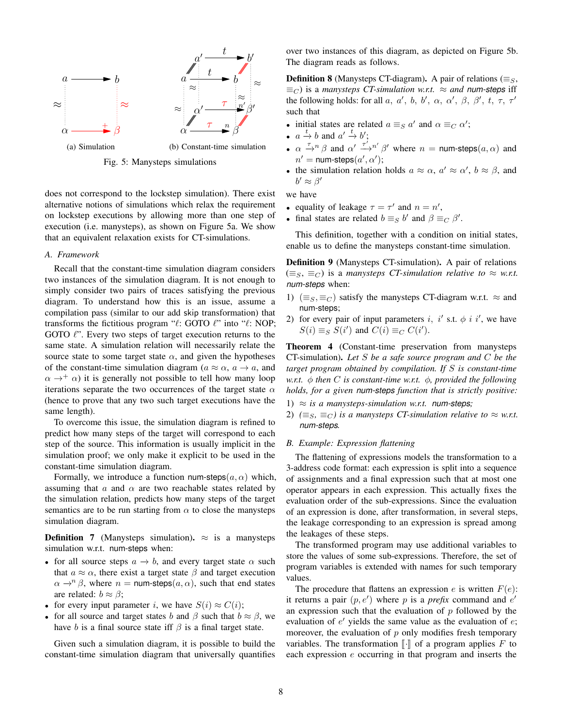(a) Simulation

(b) Constant-time simulation

Fig. 5: Manysteps simulations

does not correspond to the lockstep simulation). There exist alternative notions of simulations which relax the requirement on lockstep executions by allowing more than one step of execution (i.e. manysteps), as shown on Figure 5a. We show that an equivalent relaxation exists for CT-simulations.

### A. Framework

Recall that the constant-time simulation diagram considers two instances of the simulation diagram. It is not enough to simply consider two pairs of traces satisfying the previous diagram. To understand how this is an issue, assume a compilation pass (similar to our add skip transformation) that transforms the fictitious program "$\ell$: GOTO $\ell$" into "$\ell$: NOP; GOTO $\ell$". Every two steps of target execution returns to the same state. A simulation relation will necessarily relate the source state to some target state $\alpha$, and given the hypotheses of the constant-time simulation diagram ($a \approx \alpha$, $a \to a$, and $\alpha \to^{+} \alpha$) it is generally not possible to tell how many loop iterations separate the two occurrences of the target state $\alpha$ (hence to prove that any two such target executions have the same length).

To overcome this issue, the simulation diagram is refined to predict how many steps of the target will correspond to each step of the source. This information is usually implicit in the simulation proof; we only make it explicit to be used in the constant-time simulation diagram.

Formally, we introduce a function $\mathsf{num\text{-}steps}(a, \alpha)$ which, assuming that $a$ and $\alpha$ are two reachable states related by the simulation relation, predicts how many steps of the target semantics are to be run starting from $\alpha$ to close the manysteps simulation diagram.

**Definition 7** (Manysteps simulation)**.** $\approx$ is a manysteps simulation w.r.t. $\mathsf{num\text{-}steps}$ when:

- for all source steps $a \to b$, and every target state $\alpha$ such that $a \approx \alpha$, there exist a target state $\beta$ and target execution $\alpha \to^{n} \beta$, where $n = \mathsf{num\text{-}steps}(a, \alpha)$, such that end states are related: $b \approx \beta$;
- for every input parameter $i$, we have $S(i) \approx C(i)$;
- for all source and target states $b$ and $\beta$ such that $b \approx \beta$, we have $b$ is a final source state iff $\beta$ is a final target state.

Given such a simulation diagram, it is possible to build the constant-time simulation diagram that universally quantifies over two instances of this diagram, as depicted on Figure 5b. The diagram reads as follows.

**Definition 8** (Manysteps CT-diagram)**.** A pair of relations ($\equiv_S$, $\equiv_C$) is a *manysteps CT-simulation w.r.t.* $\approx$ *and* $\mathsf{num\text{-}steps}$ iff the following holds: for all $a$, $a'$, $b$, $b'$, $\alpha$, $\alpha'$, $\beta$, $\beta'$, $t$, $\tau$, $\tau'$ such that

- initial states are related $a \equiv_S a'$ and $\alpha \equiv_C \alpha'$;
- $a \xrightarrow{t} b$ and $a' \xrightarrow{t} b'$;
- $\alpha \xrightarrow{\tau}{}^{n} \beta$ and $\alpha' \xrightarrow{\tau'}{}^{n'} \beta'$ where $n = \mathsf{num\text{-}steps}(a, \alpha)$ and $n' = \mathsf{num\text{-}steps}(a', \alpha')$;
- the simulation relation holds $a \approx \alpha$, $a' \approx \alpha'$, $b \approx \beta$, and $b' \approx \beta'$

we have

- equality of leakage $\tau = \tau'$ and $n = n'$,
- final states are related $b \equiv_S b'$ and $\beta \equiv_C \beta'$.

This definition, together with a condition on initial states, enable us to define the manysteps constant-time simulation.

**Definition 9** (Manysteps CT-simulation)**.** A pair of relations ($\equiv_S$, $\equiv_C$) is a *manysteps CT-simulation relative to* $\approx$ *w.r.t.* $\mathsf{num\text{-}steps}$ when:

1) ($\equiv_S$,$\equiv_C$) satisfy the manysteps CT-diagram w.r.t. $\approx$ and $\mathsf{num\text{-}steps}$;
2) for every pair of input parameters $i$, $i'$ s.t. $\phi\ i\ i'$, we have $S(i) \equiv_S S(i')$ and $C(i) \equiv_C C(i')$.

**Theorem 4** (Constant-time preservation from manysteps CT-simulation)**.** *Let $S$ be a safe source program and $C$ be the target program obtained by compilation. If $S$ is constant-time w.r.t. $\phi$ then $C$ is constant-time w.r.t. $\phi$, provided the following holds, for a given $\mathsf{num\text{-}steps}$ function that is strictly positive:*

1) *$\approx$ is a manysteps-simulation w.r.t. $\mathsf{num\text{-}steps}$;*
2) *($\equiv_S$, $\equiv_C$) is a manysteps CT-simulation relative to $\approx$ w.r.t. $\mathsf{num\text{-}steps}$.*

### B. Example: Expression flattening

The flattening of expressions models the transformation to a 3-address code format: each expression is split into a sequence of assignments and a final expression such that at most one operator appears in each expression. This actually fixes the evaluation order of the sub-expressions. Since the evaluation of an expression is done, after transformation, in several steps, the leakage corresponding to an expression is spread among the leakages of these steps.

The transformed program may use additional variables to store the values of some sub-expressions. Therefore, the set of program variables is extended with names for such temporary values.

The procedure that flattens an expression $e$ is written $F(e)$: it returns a pair $(p, e')$ where $p$ is a *prefix* command and $e'$ an expression such that the evaluation of $p$ followed by the evaluation of $e'$ yields the same value as the evaluation of $e$; moreover, the evaluation of $p$ only modifies fresh temporary variables. The transformation $[\![\cdot]\!]$ of a program applies $F$ to each expression $e$ occurring in that program and inserts the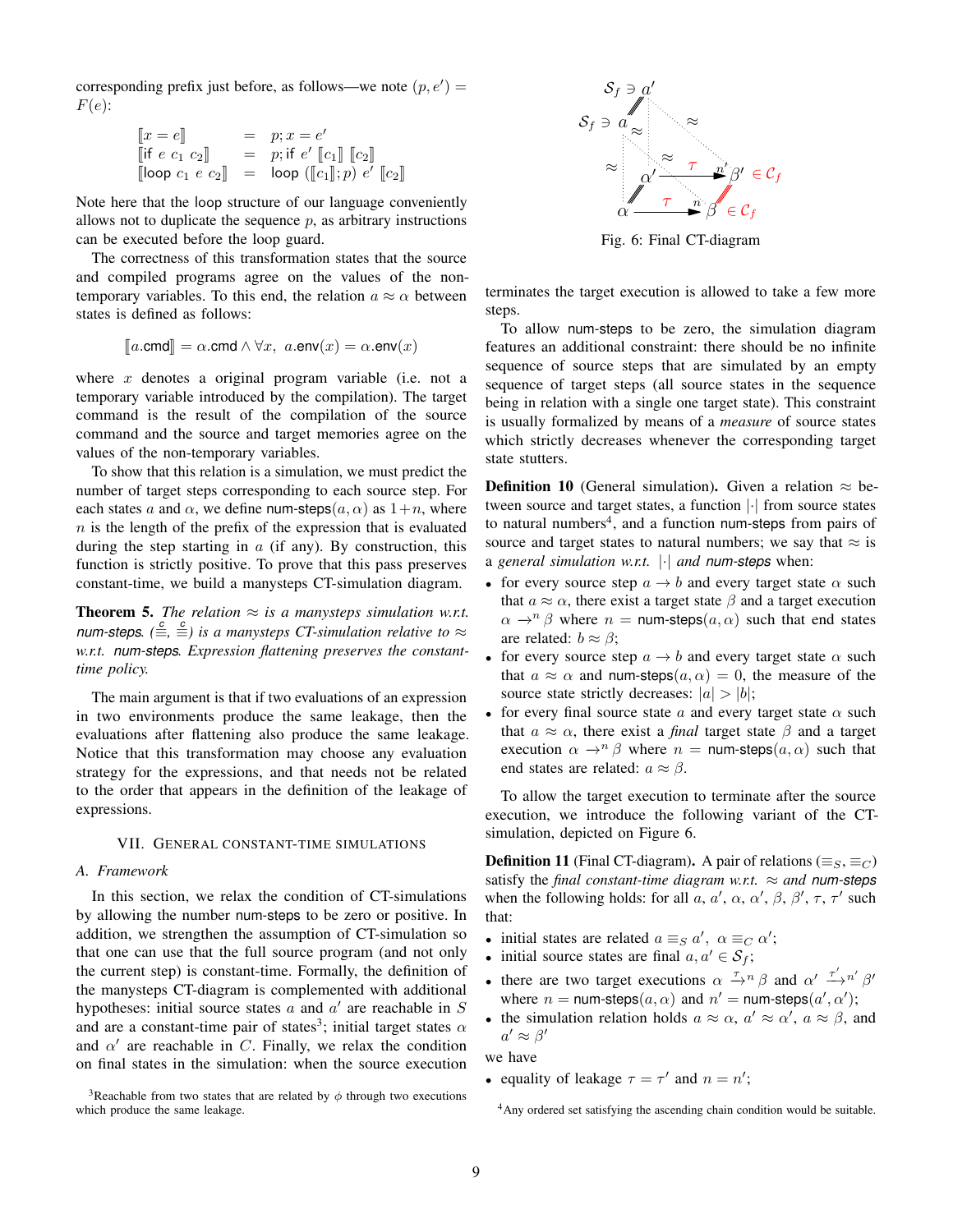corresponding prefix just before, as follows—we note $(p, e') = F(e)$:

$$
\begin{array}{lcl}
[\![x = e]\!] & = & p; x = e' \\
[\![\text{if } e\ c_1\ c_2]\!] & = & p; \text{if } e'\ [\![c_1]\!]\ [\![c_2]\!] \\
[\![\text{loop } c_1\ e\ c_2]\!] & = & \text{loop } ([\![c_1]\!]; p)\ e'\ [\![c_2]\!]
\end{array}
$$

Note here that the loop structure of our language conveniently allows not to duplicate the sequence $p$, as arbitrary instructions can be executed before the loop guard.

The correctness of this transformation states that the source and compiled programs agree on the values of the non-temporary variables. To this end, the relation $a \approx \alpha$ between states is defined as follows:

$$[\![a.\mathsf{cmd}]\!] = \alpha.\mathsf{cmd} \land \forall x,\ a.\mathsf{env}(x) = \alpha.\mathsf{env}(x)$$

where $x$ denotes a original program variable (i.e. not a temporary variable introduced by the compilation). The target command is the result of the compilation of the source command and the source and target memories agree on the values of the non-temporary variables.

To show that this relation is a simulation, we must predict the number of target steps corresponding to each source step. For each states $a$ and $\alpha$, we define $\mathsf{num\text{-}steps}(a, \alpha)$ as $1+n$, where $n$ is the length of the prefix of the expression that is evaluated during the step starting in $a$ (if any). By construction, this function is strictly positive. To prove that this pass preserves constant-time, we build a manysteps CT-simulation diagram.

**Theorem 5.** *The relation $\approx$ is a manysteps simulation w.r.t. $\mathsf{num\text{-}steps}$. ($\overset{c}{\equiv}$, $\overset{c}{\equiv}$) is a manysteps CT-simulation relative to $\approx$ w.r.t. $\mathsf{num\text{-}steps}$. Expression flattening preserves the constant-time policy.*

The main argument is that if two evaluations of an expression in two environments produce the same leakage, then the evaluations after flattening also produce the same leakage. Notice that this transformation may choose any evaluation strategy for the expressions, and that needs not be related to the order that appears in the definition of the leakage of expressions.

## VII. General Constant-Time Simulations

### A. Framework

In this section, we relax the condition of CT-simulations by allowing the number $\mathsf{num\text{-}steps}$ to be zero or positive. In addition, we strengthen the assumption of CT-simulation so that one can use that the full source program (and not only the current step) is constant-time. Formally, the definition of the manysteps CT-diagram is complemented with additional hypotheses: initial source states $a$ and $a'$ are reachable in $S$ and are a constant-time pair of states[3]; initial target states $\alpha$ and $\alpha'$ are reachable in $C$. Finally, we relax the condition on final states in the simulation: when the source execution terminates the target execution is allowed to take a few more steps.

[3] Reachable from two states that are related by $\phi$ through two executions which produce the same leakage.

Fig. 6: Final CT-diagram

To allow $\mathsf{num\text{-}steps}$ to be zero, the simulation diagram features an additional constraint: there should be no infinite sequence of source steps that are simulated by an empty sequence of target steps (all source states in the sequence being in relation with a single one target state). This constraint is usually formalized by means of a *measure* of source states which strictly decreases whenever the corresponding target state stutters.

**Definition 10** (General simulation)**.** Given a relation $\approx$ between source and target states, a function $|\cdot|$ from source states to natural numbers[4], and a function $\mathsf{num\text{-}steps}$ from pairs of source and target states to natural numbers; we say that $\approx$ is a *general simulation w.r.t.* $|\cdot|$ *and* $\mathsf{num\text{-}steps}$ when:

- for every source step $a \to b$ and every target state $\alpha$ such that $a \approx \alpha$, there exist a target state $\beta$ and a target execution $\alpha \to^n \beta$ where $n = \mathsf{num\text{-}steps}(a, \alpha)$ such that end states are related: $b \approx \beta$;
- for every source step $a \to b$ and every target state $\alpha$ such that $a \approx \alpha$ and $\mathsf{num\text{-}steps}(a, \alpha) = 0$, the measure of the source state strictly decreases: $|a| > |b|$;
- for every final source state $a$ and every target state $\alpha$ such that $a \approx \alpha$, there exist a *final* target state $\beta$ and a target execution $\alpha \to^n \beta$ where $n = \mathsf{num\text{-}steps}(a, \alpha)$ such that end states are related: $a \approx \beta$.

To allow the target execution to terminate after the source execution, we introduce the following variant of the CT-simulation, depicted on Figure 6.

**Definition 11** (Final CT-diagram)**.** A pair of relations $(\equiv_S, \equiv_C)$ satisfy the *final constant-time diagram w.r.t.* $\approx$ *and* $\mathsf{num\text{-}steps}$ when the following holds: for all $a$, $a'$, $\alpha$, $\alpha'$, $\beta$, $\beta'$, $\tau$, $\tau'$ such that:

- initial states are related $a \equiv_S a'$, $\alpha \equiv_C \alpha'$;
- initial source states are final $a, a' \in \mathcal{S}_f$;
- there are two target executions $\alpha \xrightarrow{\tau}{}^n \beta$ and $\alpha' \xrightarrow{\tau'}{}^{n'} \beta'$ where $n = \mathsf{num\text{-}steps}(a, \alpha)$ and $n' = \mathsf{num\text{-}steps}(a', \alpha')$;
- the simulation relation holds $a \approx \alpha$, $a' \approx \alpha'$, $a \approx \beta$, and $a' \approx \beta'$

we have

- equality of leakage $\tau = \tau'$ and $n = n'$;

[4] Any ordered set satisfying the ascending chain condition would be suitable.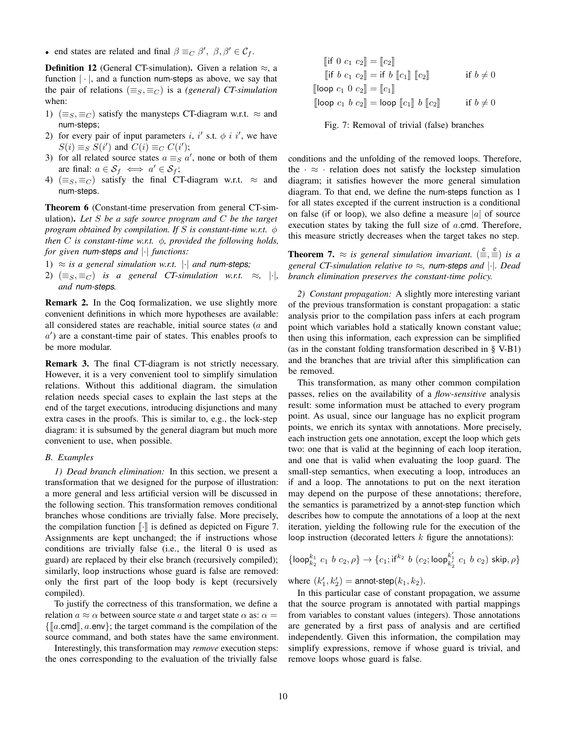- end states are related and final $\beta \equiv_C \beta',\ \beta, \beta' \in \mathcal{C}_f$.

**Definition 12** (General CT-simulation)**.** Given a relation $\approx$, a function $|\cdot|$, and a function num-steps as above, we say that the pair of relations $(\equiv_S, \equiv_C)$ is a *(general) CT-simulation* when:

1) $(\equiv_S, \equiv_C)$ satisfy the manysteps CT-diagram w.r.t. $\approx$ and num-steps;
2) for every pair of input parameters $i$, $i'$ s.t. $\phi\ i\ i'$, we have $S(i) \equiv_S S(i')$ and $C(i) \equiv_C C(i')$;
3) for all related source states $a \equiv_S a'$, none or both of them are final: $a \in \mathcal{S}_f \iff a' \in \mathcal{S}_f$;
4) $(\equiv_S, \equiv_C)$ satisfy the final CT-diagram w.r.t. $\approx$ and num-steps.

**Theorem 6** (Constant-time preservation from general CT-simulation)**.** *Let $S$ be a safe source program and $C$ be the target program obtained by compilation. If $S$ is constant-time w.r.t. $\phi$ then $C$ is constant-time w.r.t. $\phi$, provided the following holds, for given num-steps and $|\cdot|$ functions:*

1) *$\approx$ is a general simulation w.r.t. $|\cdot|$ and num-steps;*
2) *$(\equiv_S, \equiv_C)$ is a general CT-simulation w.r.t. $\approx$, $|\cdot|$, and num-steps.*

**Remark 2.** In the Coq formalization, we use slightly more convenient definitions in which more hypotheses are available: all considered states are reachable, initial source states ($a$ and $a'$) are a constant-time pair of states. This enables proofs to be more modular.

**Remark 3.** The final CT-diagram is not strictly necessary. However, it is a very convenient tool to simplify simulation relations. Without this additional diagram, the simulation relation needs special cases to explain the last steps at the end of the target executions, introducing disjunctions and many extra cases in the proofs. This is similar to, e.g., the lock-step diagram: it is subsumed by the general diagram but much more convenient to use, when possible.

### B. Examples

*1) Dead branch elimination:* In this section, we present a transformation that we designed for the purpose of illustration: a more general and less artificial version will be discussed in the following section. This transformation removes conditional branches whose conditions are trivially false. More precisely, the compilation function $[\![\cdot]\!]$ is defined as depicted on Figure 7. Assignments are kept unchanged; the if instructions whose conditions are trivially false (i.e., the literal 0 is used as guard) are replaced by their else branch (recursively compiled); similarly, loop instructions whose guard is false are removed: only the first part of the loop body is kept (recursively compiled).

$$
\begin{aligned}
[\![\mathsf{if}\ 0\ c_1\ c_2]\!] &= [\![c_2]\!] \\
[\![\mathsf{if}\ b\ c_1\ c_2]\!] &= \mathsf{if}\ b\ [\![c_1]\!]\ [\![c_2]\!] && \text{if } b \neq 0 \\
[\![\mathsf{loop}\ c_1\ 0\ c_2]\!] &= [\![c_1]\!] \\
[\![\mathsf{loop}\ c_1\ b\ c_2]\!] &= \mathsf{loop}\ [\![c_1]\!]\ b\ [\![c_2]\!] && \text{if } b \neq 0
\end{aligned}
$$

Fig. 7: Removal of trivial (false) branches

To justify the correctness of this transformation, we define a relation $a \approx \alpha$ between source state $a$ and target state $\alpha$ as: $\alpha = \{[\![a.\mathsf{cmd}]\!], a.\mathsf{env}\}$; the target command is the compilation of the source command, and both states have the same environment.

Interestingly, this transformation may *remove* execution steps: the ones corresponding to the evaluation of the trivially false conditions and the unfolding of the removed loops. Therefore, the $\cdot \approx \cdot$ relation does not satisfy the lockstep simulation diagram; it satisfies however the more general simulation diagram. To that end, we define the num-steps function as 1 for all states excepted if the current instruction is a conditional on false (if or loop), we also define a measure $|a|$ of source execution states by taking the full size of $a$.cmd. Therefore, this measure strictly decreases when the target takes no step.

**Theorem 7.** *$\approx$ is general simulation invariant. $(\stackrel{c}{\equiv}, \stackrel{c}{\equiv})$ is a general CT-simulation relative to $\approx$, num-steps and $|\cdot|$. Dead branch elimination preserves the constant-time policy.*

*2) Constant propagation:* A slightly more interesting variant of the previous transformation is constant propagation: a static analysis prior to the compilation pass infers at each program point which variables hold a statically known constant value; then using this information, each expression can be simplified (as in the constant folding transformation described in § V-B1) and the branches that are trivial after this simplification can be removed.

This transformation, as many other common compilation passes, relies on the availability of a *flow-sensitive* analysis result: some information must be attached to every program point. As usual, since our language has no explicit program points, we enrich its syntax with annotations. More precisely, each instruction gets one annotation, except the loop which gets two: one that is valid at the beginning of each loop iteration, and one that is valid when evaluating the loop guard. The small-step semantics, when executing a loop, introduces an if and a loop. The annotations to put on the next iteration may depend on the purpose of these annotations; therefore, the semantics is parametrized by a annot-step function which describes how to compute the annotations of a loop at the next iteration, yielding the following rule for the execution of the loop instruction (decorated letters $k$ figure the annotations):

$$
\{\mathsf{loop}^{k_1}_{k_2}\ c_1\ b\ c_2, \rho\} \rightarrow \{c_1; \mathsf{if}^{k_2}\ b\ (c_2; \mathsf{loop}^{k'_1}_{k'_2}\ c_1\ b\ c_2)\ \mathsf{skip}, \rho\}
$$

where $(k'_1, k'_2) = \mathsf{annot\text{-}step}(k_1, k_2)$.

In this particular case of constant propagation, we assume that the source program is annotated with partial mappings from variables to constant values (integers). Those annotations are generated by a first pass of analysis and are certified independently. Given this information, the compilation may simplify expressions, remove if whose guard is trivial, and remove loops whose guard is false.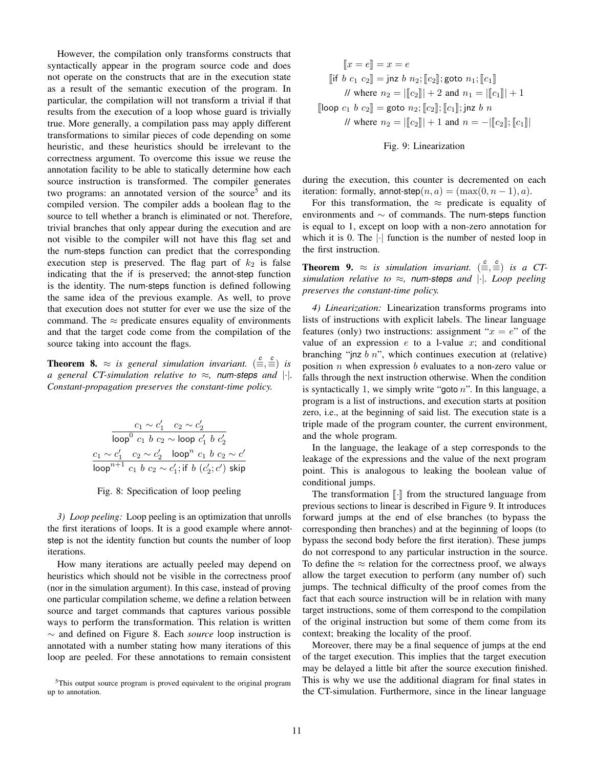However, the compilation only transforms constructs that syntactically appear in the program source code and does not operate on the constructs that are in the execution state as a result of the semantic execution of the program. In particular, the compilation will not transform a trivial if that results from the execution of a loop whose guard is trivially true. More generally, a compilation pass may apply different transformations to similar pieces of code depending on some heuristic, and these heuristics should be irrelevant to the correctness argument. To overcome this issue we reuse the annotation facility to be able to statically determine how each source instruction is transformed. The compiler generates two programs: an annotated version of the source[5] and its compiled version. The compiler adds a boolean flag to the source to tell whether a branch is eliminated or not. Therefore, trivial branches that only appear during the execution and are not visible to the compiler will not have this flag set and the num-steps function can predict that the corresponding execution step is preserved. The flag part of $k_2$ is false indicating that the if is preserved; the annot-step function is the identity. The num-steps function is defined following the same idea of the previous example. As well, to prove that execution does not stutter for ever we use the size of the command. The $\approx$ predicate ensures equality of environments and that the target code come from the compilation of the source taking into account the flags.

**Theorem 8.** *$\approx$ is general simulation invariant. $(\overset{c}{\equiv}, \overset{c}{\equiv})$ is a general CT-simulation relative to $\approx$, num-steps and $|\cdot|$. Constant-propagation preserves the constant-time policy.*

$$\frac{c_1 \sim c_1' \quad c_2 \sim c_2'}{\mathsf{loop}^0\ c_1\ b\ c_2 \sim \mathsf{loop}\ c_1'\ b\ c_2'}$$

$$\frac{c_1 \sim c_1' \quad c_2 \sim c_2' \quad \mathsf{loop}^n\ c_1\ b\ c_2 \sim c'}{\mathsf{loop}^{n+1}\ c_1\ b\ c_2 \sim c_1'; \mathsf{if}\ b\ (c_2'; c')\ \mathsf{skip}}$$

Fig. 8: Specification of loop peeling

*3) Loop peeling:* Loop peeling is an optimization that unrolls the first iterations of loops. It is a good example where annot-step is not the identity function but counts the number of loop iterations.

How many iterations are actually peeled may depend on heuristics which should not be visible in the correctness proof (nor in the simulation argument). In this case, instead of proving one particular compilation scheme, we define a relation between source and target commands that captures various possible ways to perform the transformation. This relation is written $\sim$ and defined on Figure 8. Each *source* loop instruction is annotated with a number stating how many iterations of this loop are peeled. For these annotations to remain consistent during the execution, this counter is decremented on each iteration: formally, annot-step$(n, a) = (\max(0, n-1), a)$.

For this transformation, the $\approx$ predicate is equality of environments and $\sim$ of commands. The num-steps function is equal to 1, except on loop with a non-zero annotation for which it is 0. The $|\cdot|$ function is the number of nested loop in the first instruction.

**Theorem 9.** *$\approx$ is simulation invariant. $(\overset{c}{\equiv}, \overset{c}{\equiv})$ is a CT-simulation relative to $\approx$, num-steps and $|\cdot|$. Loop peeling preserves the constant-time policy.*

$$[\![x = e]\!] = x = e$$
$$[\![\mathsf{if}\ b\ c_1\ c_2]\!] = \mathsf{jnz}\ b\ n_2; [\![c_2]\!]; \mathsf{goto}\ n_1; [\![c_1]\!]$$
$$\text{// where } n_2 = |[\![c_2]\!]| + 2 \text{ and } n_1 = |[\![c_1]\!]| + 1$$
$$[\![\mathsf{loop}\ c_1\ b\ c_2]\!] = \mathsf{goto}\ n_2; [\![c_2]\!]; [\![c_1]\!]; \mathsf{jnz}\ b\ n$$
$$\text{// where } n_2 = |[\![c_2]\!]| + 1 \text{ and } n = -|[\![c_2]\!]; [\![c_1]\!]|$$

Fig. 9: Linearization

*4) Linearization:* Linearization transforms programs into lists of instructions with explicit labels. The linear language features (only) two instructions: assignment "$x = e$" of the value of an expression $e$ to a l-value $x$; and conditional branching "jnz $b$ $n$", which continues execution at (relative) position $n$ when expression $b$ evaluates to a non-zero value or falls through the next instruction otherwise. When the condition is syntactically 1, we simply write "goto $n$". In this language, a program is a list of instructions, and execution starts at position zero, i.e., at the beginning of said list. The execution state is a triple made of the program counter, the current environment, and the whole program.

In the language, the leakage of a step corresponds to the leakage of the expressions and the value of the next program point. This is analogous to leaking the boolean value of conditional jumps.

The transformation $[\![\cdot]\!]$ from the structured language from previous sections to linear is described in Figure 9. It introduces forward jumps at the end of else branches (to bypass the corresponding then branches) and at the beginning of loops (to bypass the second body before the first iteration). These jumps do not correspond to any particular instruction in the source. To define the $\approx$ relation for the correctness proof, we always allow the target execution to perform (any number of) such jumps. The technical difficulty of the proof comes from the fact that each source instruction will be in relation with many target instructions, some of them correspond to the compilation of the original instruction but some of them come from its context; breaking the locality of the proof.

Moreover, there may be a final sequence of jumps at the end of the target execution. This implies that the target execution may be delayed a little bit after the source execution finished. This is why we use the additional diagram for final states in the CT-simulation. Furthermore, since in the linear language

[5] This output source program is proved equivalent to the original program up to annotation.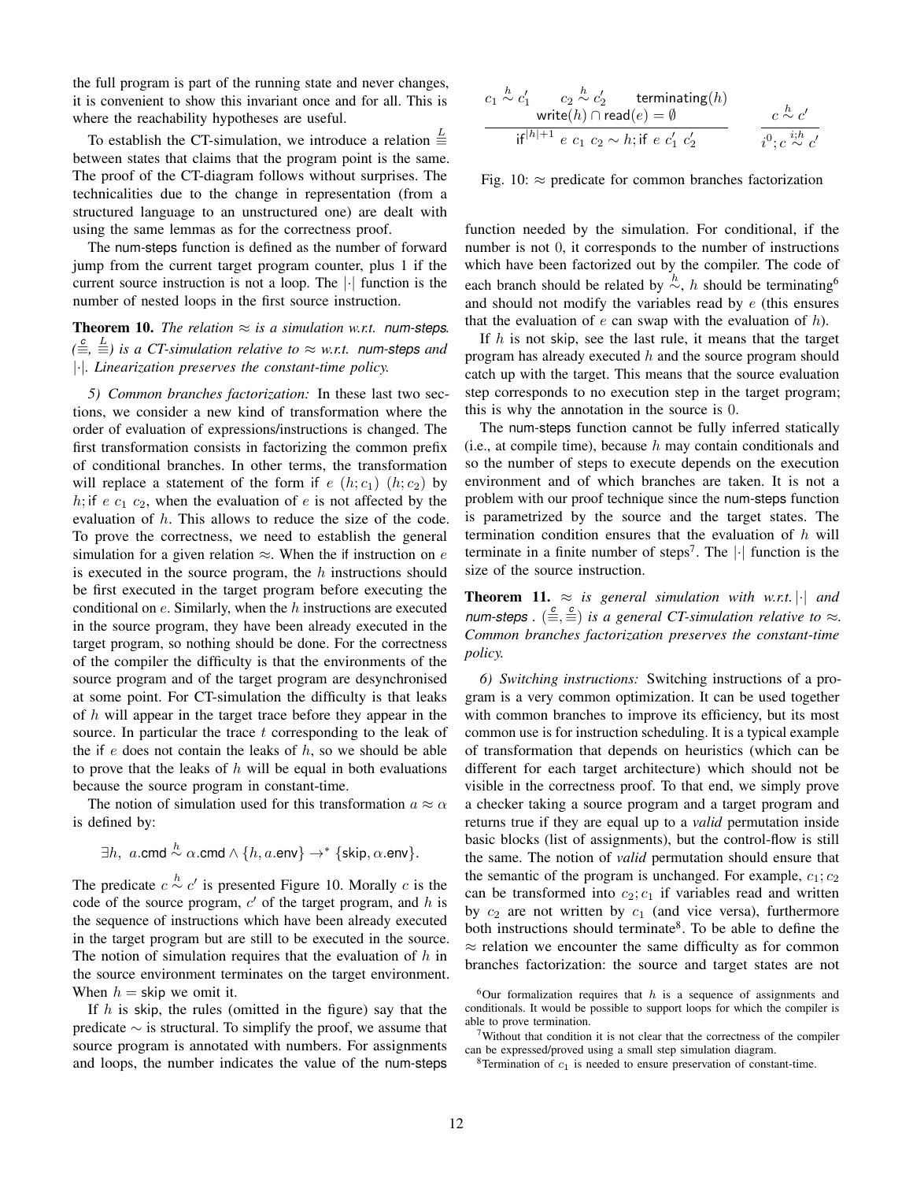the full program is part of the running state and never changes, it is convenient to show this invariant once and for all. This is where the reachability hypotheses are useful.

To establish the CT-simulation, we introduce a relation $\overset{L}{\equiv}$ between states that claims that the program point is the same. The proof of the CT-diagram follows without surprises. The technicalities due to the change in representation (from a structured language to an unstructured one) are dealt with using the same lemmas as for the correctness proof.

The num-steps function is defined as the number of forward jump from the current target program counter, plus 1 if the current source instruction is not a loop. The $|\cdot|$ function is the number of nested loops in the first source instruction.

**Theorem 10.** *The relation $\approx$ is a simulation w.r.t. num-steps. ($\overset{c}{\equiv}$, $\overset{L}{\equiv}$) is a CT-simulation relative to $\approx$ w.r.t. num-steps and $|\cdot|$. Linearization preserves the constant-time policy.*

*5) Common branches factorization:* In these last two sections, we consider a new kind of transformation where the order of evaluation of expressions/instructions is changed. The first transformation consists in factorizing the common prefix of conditional branches. In other terms, the transformation will replace a statement of the form if $e$ $(h; c_1)$ $(h; c_2)$ by $h;$ if $e$ $c_1$ $c_2$, when the evaluation of $e$ is not affected by the evaluation of $h$. This allows to reduce the size of the code. To prove the correctness, we need to establish the general simulation for a given relation $\approx$. When the if instruction on $e$ is executed in the source program, the $h$ instructions should be first executed in the target program before executing the conditional on $e$. Similarly, when the $h$ instructions are executed in the source program, they have been already executed in the target program, so nothing should be done. For the correctness of the compiler the difficulty is that the environments of the source program and of the target program are desynchronised at some point. For CT-simulation the difficulty is that leaks of $h$ will appear in the target trace before they appear in the source. In particular the trace $t$ corresponding to the leak of the if $e$ does not contain the leaks of $h$, so we should be able to prove that the leaks of $h$ will be equal in both evaluations because the source program in constant-time.

The notion of simulation used for this transformation $a \approx \alpha$ is defined by:

$$\exists h,\ a.\mathsf{cmd} \overset{h}{\sim} \alpha.\mathsf{cmd} \wedge \{h, a.\mathsf{env}\} \to^* \{\mathsf{skip}, \alpha.\mathsf{env}\}.$$

The predicate $c \overset{h}{\sim} c'$ is presented Figure 10. Morally $c$ is the code of the source program, $c'$ of the target program, and $h$ is the sequence of instructions which have been already executed in the target program but are still to be executed in the source. The notion of simulation requires that the evaluation of $h$ in the source environment terminates on the target environment. When $h = \mathsf{skip}$ we omit it.

If $h$ is skip, the rules (omitted in the figure) say that the predicate $\sim$ is structural. To simplify the proof, we assume that source program is annotated with numbers. For assignments and loops, the number indicates the value of the num-steps

$$\frac{c_1 \overset{h}{\sim} c_1' \qquad c_2 \overset{h}{\sim} c_2' \qquad \mathsf{terminating}(h) \qquad \mathsf{write}(h) \cap \mathsf{read}(e) = \emptyset}{\mathsf{if}^{|h|+1}\ e\ c_1\ c_2 \sim h; \mathsf{if}\ e\ c_1'\ c_2'} \qquad \frac{c \overset{h}{\sim} c'}{i^0; c \overset{i;h}{\sim} c'}$$

Fig. 10: $\approx$ predicate for common branches factorization

function needed by the simulation. For conditional, if the number is not 0, it corresponds to the number of instructions which have been factorized out by the compiler. The code of each branch should be related by $\overset{h}{\sim}$, $h$ should be terminating[6] and should not modify the variables read by $e$ (this ensures that the evaluation of $e$ can swap with the evaluation of $h$).

If $h$ is not skip, see the last rule, it means that the target program has already executed $h$ and the source program should catch up with the target. This means that the source evaluation step corresponds to no execution step in the target program; this is why the annotation in the source is 0.

The num-steps function cannot be fully inferred statically (i.e., at compile time), because $h$ may contain conditionals and so the number of steps to execute depends on the execution environment and of which branches are taken. It is not a problem with our proof technique since the num-steps function is parametrized by the source and the target states. The termination condition ensures that the evaluation of $h$ will terminate in a finite number of steps[7]. The $|\cdot|$ function is the size of the source instruction.

**Theorem 11.** *$\approx$ is general simulation with w.r.t. $|\cdot|$ and num-steps. ($\overset{c}{\equiv}$, $\overset{c}{\equiv}$) is a general CT-simulation relative to $\approx$. Common branches factorization preserves the constant-time policy.*

*6) Switching instructions:* Switching instructions of a program is a very common optimization. It can be used together with common branches to improve its efficiency, but its most common use is for instruction scheduling. It is a typical example of transformation that depends on heuristics (which can be different for each target architecture) which should not be visible in the correctness proof. To that end, we simply prove a checker taking a source program and a target program and returns true if they are equal up to a *valid* permutation inside basic blocks (list of assignments), but the control-flow is still the same. The notion of *valid* permutation should ensure that the semantic of the program is unchanged. For example, $c_1; c_2$ can be transformed into $c_2; c_1$ if variables read and written by $c_2$ are not written by $c_1$ (and vice versa), furthermore both instructions should terminate[8]. To be able to define the $\approx$ relation we encounter the same difficulty as for common branches factorization: the source and target states are not

[6] Our formalization requires that $h$ is a sequence of assignments and conditionals. It would be possible to support loops for which the compiler is able to prove termination.

[7] Without that condition it is not clear that the correctness of the compiler can be expressed/proved using a small step simulation diagram.

[8] Termination of $c_1$ is needed to ensure preservation of constant-time.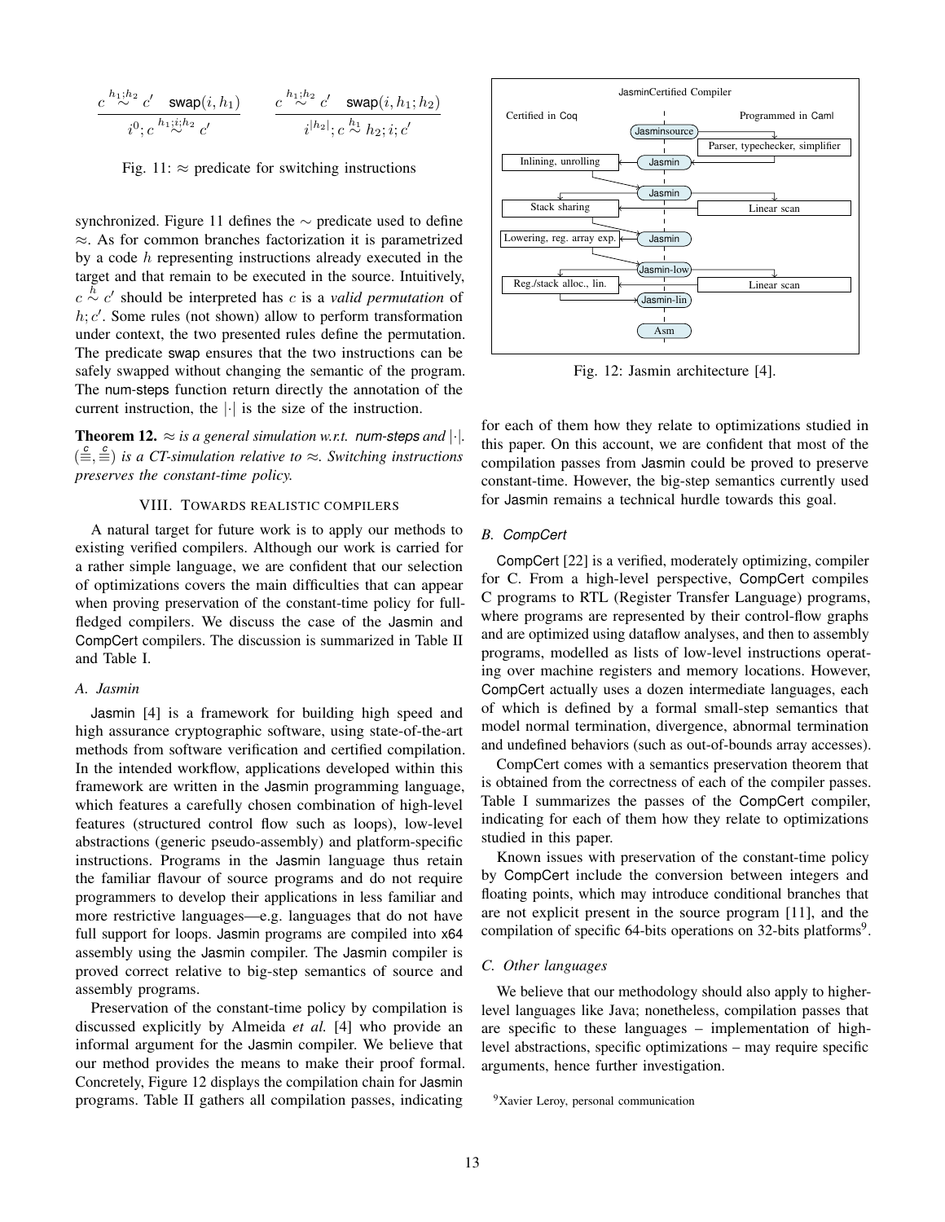$$\frac{c \overset{h_1;h_2}{\sim} c' \quad \mathsf{swap}(i, h_1)}{i^0; c \overset{h_1;i;h_2}{\sim} c'} \qquad \frac{c \overset{h_1;h_2}{\sim} c' \quad \mathsf{swap}(i, h_1; h_2)}{i^{|h_2|}; c \overset{h_1}{\sim} h_2; i; c'}$$

Fig. 11: $\approx$ predicate for switching instructions

synchronized. Figure 11 defines the $\sim$ predicate used to define $\approx$. As for common branches factorization it is parametrized by a code $h$ representing instructions already executed in the target and that remain to be executed in the source. Intuitively, $c \overset{h}{\sim} c'$ should be interpreted has $c$ is a *valid permutation* of $h; c'$. Some rules (not shown) allow to perform transformation under context, the two presented rules define the permutation. The predicate swap ensures that the two instructions can be safely swapped without changing the semantic of the program. The num-steps function return directly the annotation of the current instruction, the $|\cdot|$ is the size of the instruction.

**Theorem 12.** *$\approx$ is a general simulation w.r.t. num-steps and $|\cdot|$. $(\overset{c}{\equiv}, \overset{c}{\equiv})$ is a CT-simulation relative to $\approx$. Switching instructions preserves the constant-time policy.*

## VIII. Towards realistic compilers

A natural target for future work is to apply our methods to existing verified compilers. Although our work is carried for a rather simple language, we are confident that our selection of optimizations covers the main difficulties that can appear when proving preservation of the constant-time policy for full-fledged compilers. We discuss the case of the Jasmin and CompCert compilers. The discussion is summarized in Table II and Table I.

### A. Jasmin

Jasmin [4] is a framework for building high speed and high assurance cryptographic software, using state-of-the-art methods from software verification and certified compilation. In the intended workflow, applications developed within this framework are written in the Jasmin programming language, which features a carefully chosen combination of high-level features (structured control flow such as loops), low-level abstractions (generic pseudo-assembly) and platform-specific instructions. Programs in the Jasmin language thus retain the familiar flavour of source programs and do not require programmers to develop their applications in less familiar and more restrictive languages—e.g. languages that do not have full support for loops. Jasmin programs are compiled into x64 assembly using the Jasmin compiler. The Jasmin compiler is proved correct relative to big-step semantics of source and assembly programs.

Preservation of the constant-time policy by compilation is discussed explicitly by Almeida *et al.* [4] who provide an informal argument for the Jasmin compiler. We believe that our method provides the means to make their proof formal. Concretely, Figure 12 displays the compilation chain for Jasmin programs. Table II gathers all compilation passes, indicating for each of them how they relate to optimizations studied in this paper. On this account, we are confident that most of the compilation passes from Jasmin could be proved to preserve constant-time. However, the big-step semantics currently used for Jasmin remains a technical hurdle towards this goal.

JasminCertified Compiler

| Certified in Coq | | Programmed in Caml |
|---|---|---|
| | Jasminsource | Parser, typechecker, simplifier |
| Inlining, unrolling | Jasmin | |
| Stack sharing | Jasmin | Linear scan |
| Lowering, reg. array exp. | Jasmin | |
| Reg./stack alloc., lin. | Jasmin-low | Linear scan |
| | Jasmin-lin | |
| | Asm | |

Fig. 12: Jasmin architecture [4].

### B. CompCert

CompCert [22] is a verified, moderately optimizing, compiler for C. From a high-level perspective, CompCert compiles C programs to RTL (Register Transfer Language) programs, where programs are represented by their control-flow graphs and are optimized using dataflow analyses, and then to assembly programs, modelled as lists of low-level instructions operating over machine registers and memory locations. However, CompCert actually uses a dozen intermediate languages, each of which is defined by a formal small-step semantics that model normal termination, divergence, abnormal termination and undefined behaviors (such as out-of-bounds array accesses).

CompCert comes with a semantics preservation theorem that is obtained from the correctness of each of the compiler passes. Table I summarizes the passes of the CompCert compiler, indicating for each of them how they relate to optimizations studied in this paper.

Known issues with preservation of the constant-time policy by CompCert include the conversion between integers and floating points, which may introduce conditional branches that are not explicit present in the source program [11], and the compilation of specific 64-bits operations on 32-bits platforms[9].

### C. Other languages

We believe that our methodology should also apply to higher-level languages like Java; nonetheless, compilation passes that are specific to these languages – implementation of high-level abstractions, specific optimizations – may require specific arguments, hence further investigation.

[9]Xavier Leroy, personal communication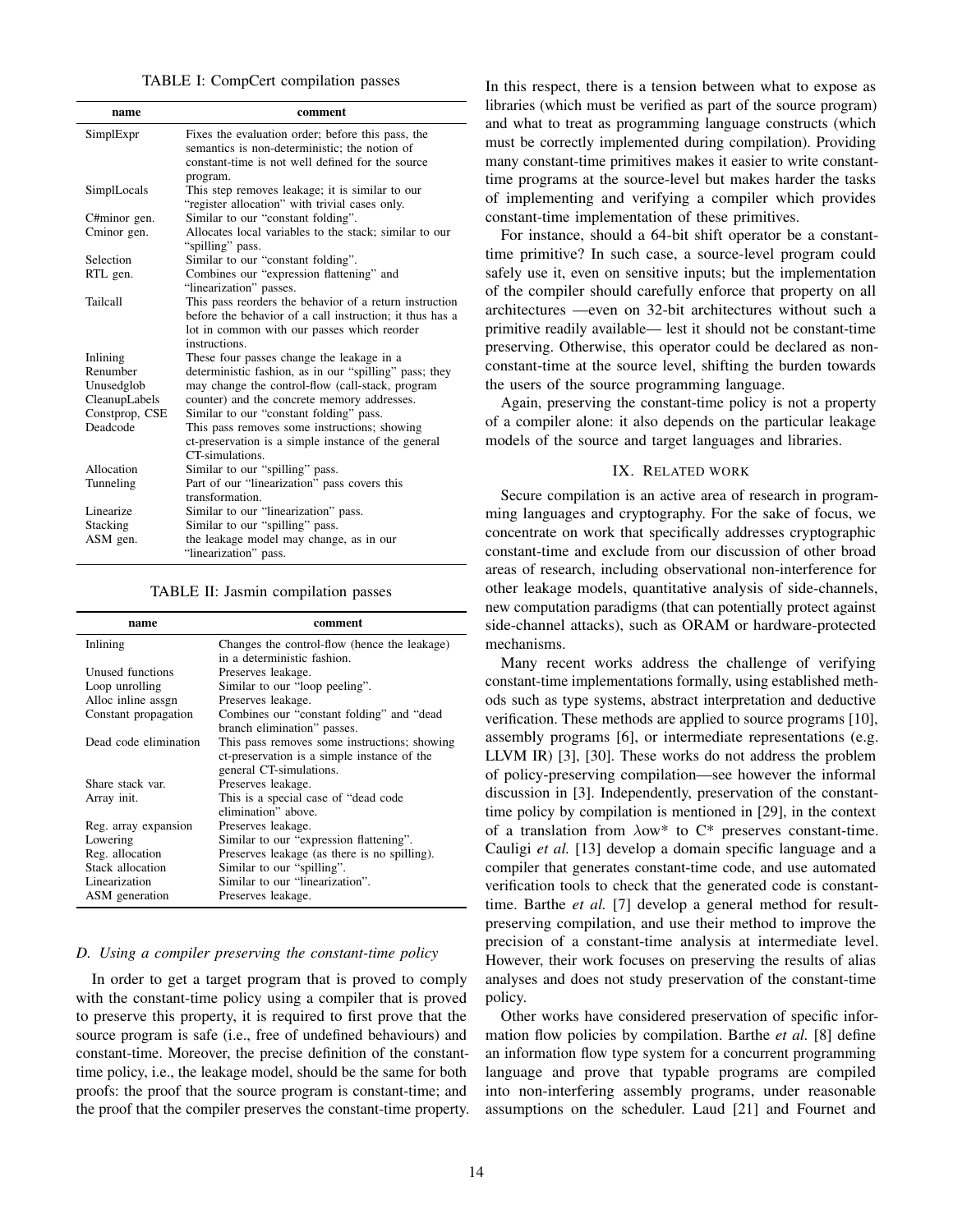TABLE I: CompCert compilation passes

| name | comment |
|---|---|
| SimplExpr | Fixes the evaluation order; before this pass, the semantics is non-deterministic; the notion of constant-time is not well defined for the source program. |
| SimplLocals | This step removes leakage; it is similar to our "register allocation" with trivial cases only. |
| C#minor gen. | Similar to our "constant folding". |
| Cminor gen. | Allocates local variables to the stack; similar to our "spilling" pass. |
| Selection | Similar to our "constant folding". |
| RTL gen. | Combines our "expression flattening" and "linearization" passes. |
| Tailcall | This pass reorders the behavior of a return instruction before the behavior of a call instruction; it thus has a lot in common with our passes which reorder instructions. |
| Inlining<br>Renumber<br>Unusedglob<br>CleanupLabels | These four passes change the leakage in a deterministic fashion, as in our "spilling" pass; they may change the control-flow (call-stack, program counter) and the concrete memory addresses. |
| Constprop, CSE | Similar to our "constant folding" pass. |
| Deadcode | This pass removes some instructions; showing ct-preservation is a simple instance of the general CT-simulations. |
| Allocation | Similar to our "spilling" pass. |
| Tunneling | Part of our "linearization" pass covers this transformation. |
| Linearize | Similar to our "linearization" pass. |
| Stacking | Similar to our "spilling" pass. |
| ASM gen. | the leakage model may change, as in our "linearization" pass. |

TABLE II: Jasmin compilation passes

| name | comment |
|---|---|
| Inlining | Changes the control-flow (hence the leakage) in a deterministic fashion. |
| Unused functions | Preserves leakage. |
| Loop unrolling | Similar to our "loop peeling". |
| Alloc inline assgn | Preserves leakage. |
| Constant propagation | Combines our "constant folding" and "dead branch elimination" passes. |
| Dead code elimination | This pass removes some instructions; showing ct-preservation is a simple instance of the general CT-simulations. |
| Share stack var. | Preserves leakage. |
| Array init. | This is a special case of "dead code elimination" above. |
| Reg. array expansion | Preserves leakage. |
| Lowering | Similar to our "expression flattening". |
| Reg. allocation | Preserves leakage (as there is no spilling). |
| Stack allocation | Similar to our "spilling". |
| Linearization | Similar to our "linearization". |
| ASM generation | Preserves leakage. |

### D. Using a compiler preserving the constant-time policy

In order to get a target program that is proved to comply with the constant-time policy using a compiler that is proved to preserve this property, it is required to first prove that the source program is safe (i.e., free of undefined behaviours) and constant-time. Moreover, the precise definition of the constant-time policy, i.e., the leakage model, should be the same for both proofs: the proof that the source program is constant-time; and the proof that the compiler preserves the constant-time property. In this respect, there is a tension between what to expose as libraries (which must be verified as part of the source program) and what to treat as programming language constructs (which must be correctly implemented during compilation). Providing many constant-time primitives makes it easier to write constant-time programs at the source-level but makes harder the tasks of implementing and verifying a compiler which provides constant-time implementation of these primitives.

For instance, should a 64-bit shift operator be a constant-time primitive? In such case, a source-level program could safely use it, even on sensitive inputs; but the implementation of the compiler should carefully enforce that property on all architectures —even on 32-bit architectures without such a primitive readily available— lest it should not be constant-time preserving. Otherwise, this operator could be declared as non-constant-time at the source level, shifting the burden towards the users of the source programming language.

Again, preserving the constant-time policy is not a property of a compiler alone: it also depends on the particular leakage models of the source and target languages and libraries.

## IX. Related work

Secure compilation is an active area of research in programming languages and cryptography. For the sake of focus, we concentrate on work that specifically addresses cryptographic constant-time and exclude from our discussion of other broad areas of research, including observational non-interference for other leakage models, quantitative analysis of side-channels, new computation paradigms (that can potentially protect against side-channel attacks), such as ORAM or hardware-protected mechanisms.

Many recent works address the challenge of verifying constant-time implementations formally, using established methods such as type systems, abstract interpretation and deductive verification. These methods are applied to source programs [10], assembly programs [6], or intermediate representations (e.g. LLVM IR) [3], [30]. These works do not address the problem of policy-preserving compilation—see however the informal discussion in [3]. Independently, preservation of the constant-time policy by compilation is mentioned in [29], in the context of a translation from $\lambda$ow* to C* preserves constant-time. Cauligi *et al.* [13] develop a domain specific language and a compiler that generates constant-time code, and use automated verification tools to check that the generated code is constant-time. Barthe *et al.* [7] develop a general method for result-preserving compilation, and use their method to improve the precision of a constant-time analysis at intermediate level. However, their work focuses on preserving the results of alias analyses and does not study preservation of the constant-time policy.

Other works have considered preservation of specific information flow policies by compilation. Barthe *et al.* [8] define an information flow type system for a concurrent programming language and prove that typable programs are compiled into non-interfering assembly programs, under reasonable assumptions on the scheduler. Laud [21] and Fournet and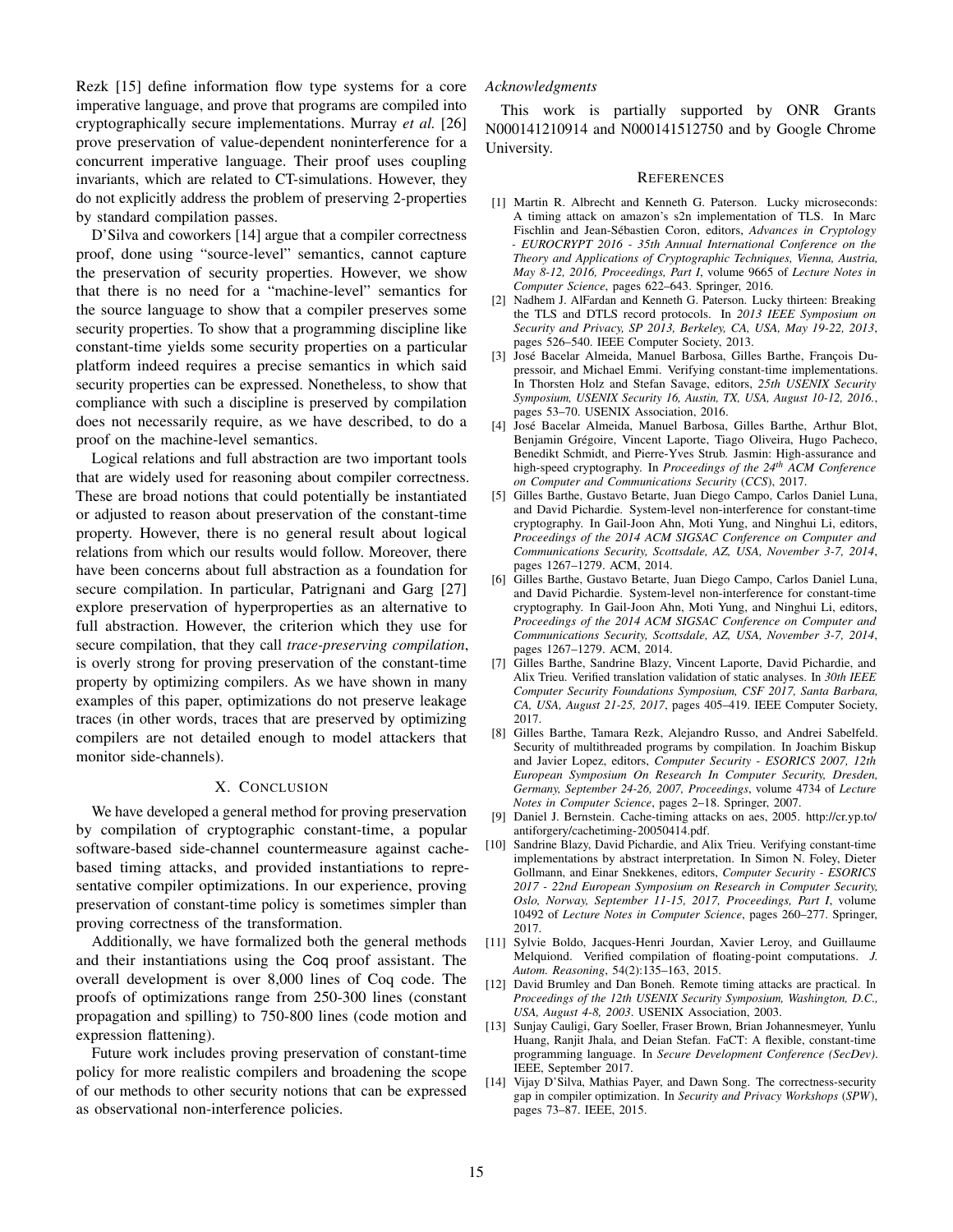Rezk [15] define information flow type systems for a core imperative language, and prove that programs are compiled into cryptographically secure implementations. Murray *et al.* [26] prove preservation of value-dependent noninterference for a concurrent imperative language. Their proof uses coupling invariants, which are related to CT-simulations. However, they do not explicitly address the problem of preserving 2-properties by standard compilation passes.

D'Silva and coworkers [14] argue that a compiler correctness proof, done using "source-level" semantics, cannot capture the preservation of security properties. However, we show that there is no need for a "machine-level" semantics for the source language to show that a compiler preserves some security properties. To show that a programming discipline like constant-time yields some security properties on a particular platform indeed requires a precise semantics in which said security properties can be expressed. Nonetheless, to show that compliance with such a discipline is preserved by compilation does not necessarily require, as we have described, to do a proof on the machine-level semantics.

Logical relations and full abstraction are two important tools that are widely used for reasoning about compiler correctness. These are broad notions that could potentially be instantiated or adjusted to reason about preservation of the constant-time property. However, there is no general result about logical relations from which our results would follow. Moreover, there have been concerns about full abstraction as a foundation for secure compilation. In particular, Patrignani and Garg [27] explore preservation of hyperproperties as an alternative to full abstraction. However, the criterion which they use for secure compilation, that they call *trace-preserving compilation*, is overly strong for proving preservation of the constant-time property by optimizing compilers. As we have shown in many examples of this paper, optimizations do not preserve leakage traces (in other words, traces that are preserved by optimizing compilers are not detailed enough to model attackers that monitor side-channels).

## X. Conclusion

We have developed a general method for proving preservation by compilation of cryptographic constant-time, a popular software-based side-channel countermeasure against cache-based timing attacks, and provided instantiations to representative compiler optimizations. In our experience, proving preservation of constant-time policy is sometimes simpler than proving correctness of the transformation.

Additionally, we have formalized both the general methods and their instantiations using the Coq proof assistant. The overall development is over 8,000 lines of Coq code. The proofs of optimizations range from 250-300 lines (constant propagation and spilling) to 750-800 lines (code motion and expression flattening).

Future work includes proving preservation of constant-time policy for more realistic compilers and broadening the scope of our methods to other security notions that can be expressed as observational non-interference policies.

### Acknowledgments

This work is partially supported by ONR Grants N000141210914 and N000141512750 and by Google Chrome University.

## References

[1] Martin R. Albrecht and Kenneth G. Paterson. Lucky microseconds: A timing attack on amazon's s2n implementation of TLS. In Marc Fischlin and Jean-Sébastien Coron, editors, *Advances in Cryptology - EUROCRYPT 2016 - 35th Annual International Conference on the Theory and Applications of Cryptographic Techniques, Vienna, Austria, May 8-12, 2016, Proceedings, Part I*, volume 9665 of *Lecture Notes in Computer Science*, pages 622–643. Springer, 2016.

[2] Nadhem J. AlFardan and Kenneth G. Paterson. Lucky thirteen: Breaking the TLS and DTLS record protocols. In *2013 IEEE Symposium on Security and Privacy, SP 2013, Berkeley, CA, USA, May 19-22, 2013*, pages 526–540. IEEE Computer Society, 2013.

[3] José Bacelar Almeida, Manuel Barbosa, Gilles Barthe, François Dupressoir, and Michael Emmi. Verifying constant-time implementations. In Thorsten Holz and Stefan Savage, editors, *25th USENIX Security Symposium, USENIX Security 16, Austin, TX, USA, August 10-12, 2016.*, pages 53–70. USENIX Association, 2016.

[4] José Bacelar Almeida, Manuel Barbosa, Gilles Barthe, Arthur Blot, Benjamin Grégoire, Vincent Laporte, Tiago Oliveira, Hugo Pacheco, Benedikt Schmidt, and Pierre-Yves Strub. Jasmin: High-assurance and high-speed cryptography. In *Proceedings of the 24th ACM Conference on Computer and Communications Security (CCS)*, 2017.

[5] Gilles Barthe, Gustavo Betarte, Juan Diego Campo, Carlos Daniel Luna, and David Pichardie. System-level non-interference for constant-time cryptography. In Gail-Joon Ahn, Moti Yung, and Ninghui Li, editors, *Proceedings of the 2014 ACM SIGSAC Conference on Computer and Communications Security, Scottsdale, AZ, USA, November 3-7, 2014*, pages 1267–1279. ACM, 2014.

[6] Gilles Barthe, Gustavo Betarte, Juan Diego Campo, Carlos Daniel Luna, and David Pichardie. System-level non-interference for constant-time cryptography. In Gail-Joon Ahn, Moti Yung, and Ninghui Li, editors, *Proceedings of the 2014 ACM SIGSAC Conference on Computer and Communications Security, Scottsdale, AZ, USA, November 3-7, 2014*, pages 1267–1279. ACM, 2014.

[7] Gilles Barthe, Sandrine Blazy, Vincent Laporte, David Pichardie, and Alix Trieu. Verified translation validation of static analyses. In *30th IEEE Computer Security Foundations Symposium, CSF 2017, Santa Barbara, CA, USA, August 21-25, 2017*, pages 405–419. IEEE Computer Society, 2017.

[8] Gilles Barthe, Tamara Rezk, Alejandro Russo, and Andrei Sabelfeld. Security of multithreaded programs by compilation. In Joachim Biskup and Javier Lopez, editors, *Computer Security - ESORICS 2007, 12th European Symposium On Research In Computer Security, Dresden, Germany, September 24-26, 2007, Proceedings*, volume 4734 of *Lecture Notes in Computer Science*, pages 2–18. Springer, 2007.

[9] Daniel J. Bernstein. Cache-timing attacks on aes, 2005. http://cr.yp.to/antiforgery/cachetiming-20050414.pdf.

[10] Sandrine Blazy, David Pichardie, and Alix Trieu. Verifying constant-time implementations by abstract interpretation. In Simon N. Foley, Dieter Gollmann, and Einar Snekkenes, editors, *Computer Security - ESORICS 2017 - 22nd European Symposium on Research in Computer Security, Oslo, Norway, September 11-15, 2017, Proceedings, Part I*, volume 10492 of *Lecture Notes in Computer Science*, pages 260–277. Springer, 2017.

[11] Sylvie Boldo, Jacques-Henri Jourdan, Xavier Leroy, and Guillaume Melquiond. Verified compilation of floating-point computations. *J. Autom. Reasoning*, 54(2):135–163, 2015.

[12] David Brumley and Dan Boneh. Remote timing attacks are practical. In *Proceedings of the 12th USENIX Security Symposium, Washington, D.C., USA, August 4-8, 2003*. USENIX Association, 2003.

[13] Sunjay Cauligi, Gary Soeller, Fraser Brown, Brian Johannesmeyer, Yunlu Huang, Ranjit Jhala, and Deian Stefan. FaCT: A flexible, constant-time programming language. In *Secure Development Conference (SecDev)*. IEEE, September 2017.

[14] Vijay D'Silva, Mathias Payer, and Dawn Song. The correctness-security gap in compiler optimization. In *Security and Privacy Workshops (SPW)*, pages 73–87. IEEE, 2015.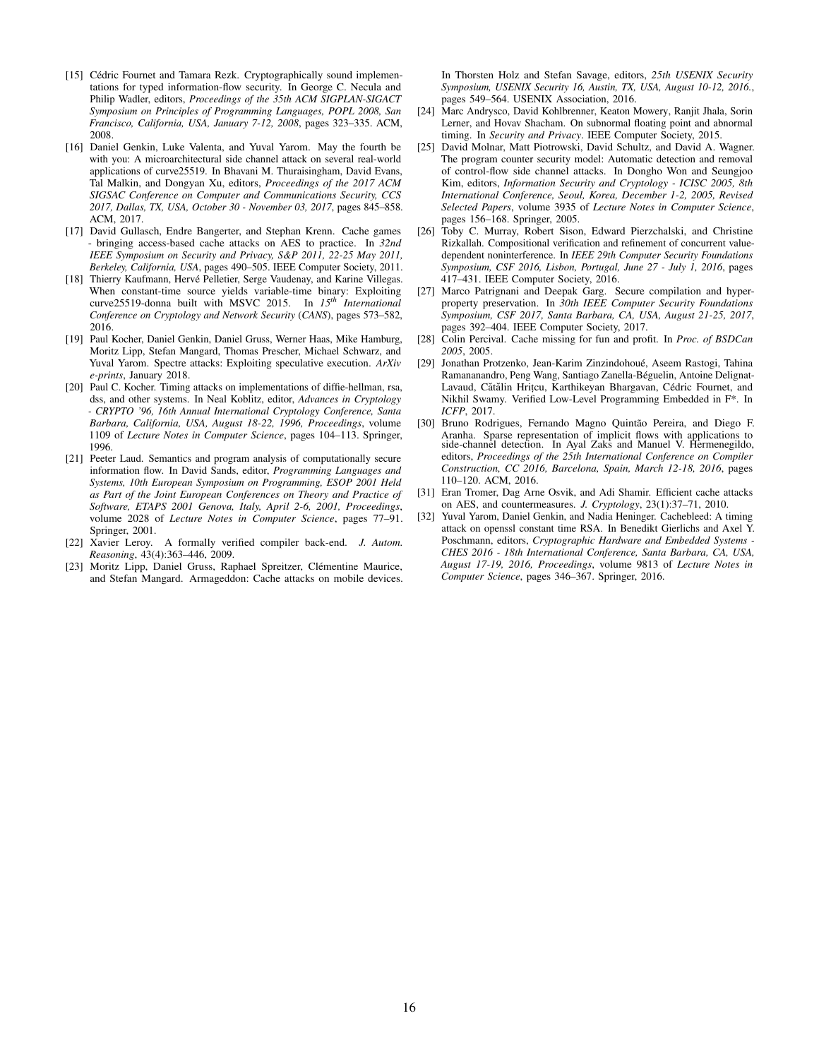[15] Cédric Fournet and Tamara Rezk. Cryptographically sound implementations for typed information-flow security. In George C. Necula and Philip Wadler, editors, *Proceedings of the 35th ACM SIGPLAN-SIGACT Symposium on Principles of Programming Languages, POPL 2008, San Francisco, California, USA, January 7-12, 2008*, pages 323–335. ACM, 2008.

[16] Daniel Genkin, Luke Valenta, and Yuval Yarom. May the fourth be with you: A microarchitectural side channel attack on several real-world applications of curve25519. In Bhavani M. Thuraisingham, David Evans, Tal Malkin, and Dongyan Xu, editors, *Proceedings of the 2017 ACM SIGSAC Conference on Computer and Communications Security, CCS 2017, Dallas, TX, USA, October 30 - November 03, 2017*, pages 845–858. ACM, 2017.

[17] David Gullasch, Endre Bangerter, and Stephan Krenn. Cache games - bringing access-based cache attacks on AES to practice. In *32nd IEEE Symposium on Security and Privacy, S&P 2011, 22-25 May 2011, Berkeley, California, USA*, pages 490–505. IEEE Computer Society, 2011.

[18] Thierry Kaufmann, Hervé Pelletier, Serge Vaudenay, and Karine Villegas. When constant-time source yields variable-time binary: Exploiting curve25519-donna built with MSVC 2015. In *15th International Conference on Cryptology and Network Security* (*CANS*), pages 573–582, 2016.

[19] Paul Kocher, Daniel Genkin, Daniel Gruss, Werner Haas, Mike Hamburg, Moritz Lipp, Stefan Mangard, Thomas Prescher, Michael Schwarz, and Yuval Yarom. Spectre attacks: Exploiting speculative execution. *ArXiv e-prints*, January 2018.

[20] Paul C. Kocher. Timing attacks on implementations of diffie-hellman, rsa, dss, and other systems. In Neal Koblitz, editor, *Advances in Cryptology - CRYPTO '96, 16th Annual International Cryptology Conference, Santa Barbara, California, USA, August 18-22, 1996, Proceedings*, volume 1109 of *Lecture Notes in Computer Science*, pages 104–113. Springer, 1996.

[21] Peeter Laud. Semantics and program analysis of computationally secure information flow. In David Sands, editor, *Programming Languages and Systems, 10th European Symposium on Programming, ESOP 2001 Held as Part of the Joint European Conferences on Theory and Practice of Software, ETAPS 2001 Genova, Italy, April 2-6, 2001, Proceedings*, volume 2028 of *Lecture Notes in Computer Science*, pages 77–91. Springer, 2001.

[22] Xavier Leroy. A formally verified compiler back-end. *J. Autom. Reasoning*, 43(4):363–446, 2009.

[23] Moritz Lipp, Daniel Gruss, Raphael Spreitzer, Clémentine Maurice, and Stefan Mangard. Armageddon: Cache attacks on mobile devices. In Thorsten Holz and Stefan Savage, editors, *25th USENIX Security Symposium, USENIX Security 16, Austin, TX, USA, August 10-12, 2016.*, pages 549–564. USENIX Association, 2016.

[24] Marc Andrysco, David Kohlbrenner, Keaton Mowery, Ranjit Jhala, Sorin Lerner, and Hovav Shacham. On subnormal floating point and abnormal timing. In *Security and Privacy*. IEEE Computer Society, 2015.

[25] David Molnar, Matt Piotrowski, David Schultz, and David A. Wagner. The program counter security model: Automatic detection and removal of control-flow side channel attacks. In Dongho Won and Seungjoo Kim, editors, *Information Security and Cryptology - ICISC 2005, 8th International Conference, Seoul, Korea, December 1-2, 2005, Revised Selected Papers*, volume 3935 of *Lecture Notes in Computer Science*, pages 156–168. Springer, 2005.

[26] Toby C. Murray, Robert Sison, Edward Pierzchalski, and Christine Rizkallah. Compositional verification and refinement of concurrent value-dependent noninterference. In *IEEE 29th Computer Security Foundations Symposium, CSF 2016, Lisbon, Portugal, June 27 - July 1, 2016*, pages 417–431. IEEE Computer Society, 2016.

[27] Marco Patrignani and Deepak Garg. Secure compilation and hyperproperty preservation. In *30th IEEE Computer Security Foundations Symposium, CSF 2017, Santa Barbara, CA, USA, August 21-25, 2017*, pages 392–404. IEEE Computer Society, 2017.

[28] Colin Percival. Cache missing for fun and profit. In *Proc. of BSDCan 2005*, 2005.

[29] Jonathan Protzenko, Jean-Karim Zinzindohoué, Aseem Rastogi, Tahina Ramananandro, Peng Wang, Santiago Zanella-Béguelin, Antoine Delignat-Lavaud, Cătălin Hriţcu, Karthikeyan Bhargavan, Cédric Fournet, and Nikhil Swamy. Verified Low-Level Programming Embedded in F*. In *ICFP*, 2017.

[30] Bruno Rodrigues, Fernando Magno Quintão Pereira, and Diego F. Aranha. Sparse representation of implicit flows with applications to side-channel detection. In Ayal Zaks and Manuel V. Hermenegildo, editors, *Proceedings of the 25th International Conference on Compiler Construction, CC 2016, Barcelona, Spain, March 12-18, 2016*, pages 110–120. ACM, 2016.

[31] Eran Tromer, Dag Arne Osvik, and Adi Shamir. Efficient cache attacks on AES, and countermeasures. *J. Cryptology*, 23(1):37–71, 2010.

[32] Yuval Yarom, Daniel Genkin, and Nadia Heninger. Cachebleed: A timing attack on openssl constant time RSA. In Benedikt Gierlichs and Axel Y. Poschmann, editors, *Cryptographic Hardware and Embedded Systems - CHES 2016 - 18th International Conference, Santa Barbara, CA, USA, August 17-19, 2016, Proceedings*, volume 9813 of *Lecture Notes in Computer Science*, pages 346–367. Springer, 2016.